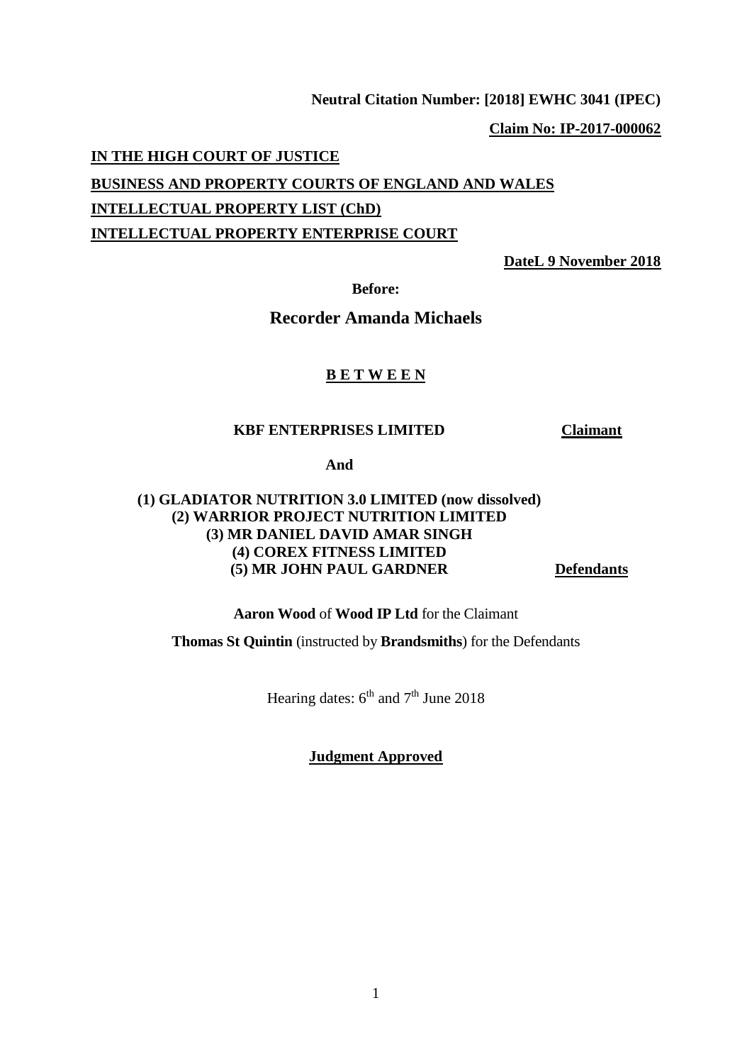**Neutral Citation Number: [2018] EWHC 3041 (IPEC)**

**Claim No: IP-2017-000062**

**IN THE HIGH COURT OF JUSTICE**

**BUSINESS AND PROPERTY COURTS OF ENGLAND AND WALES**

**INTELLECTUAL PROPERTY LIST (ChD)**

**INTELLECTUAL PROPERTY ENTERPRISE COURT**

**DateL 9 November 2018**

**Before:**

**Recorder Amanda Michaels**

**B E T W E E N**

**KBF ENTERPRISES LIMITED** **Claimant**

**And**

**(1) GLADIATOR NUTRITION 3.0 LIMITED (now dissolved)**
**(2) WARRIOR PROJECT NUTRITION LIMITED**
**(3) MR DANIEL DAVID AMAR SINGH**
**(4) COREX FITNESS LIMITED**
**(5) MR JOHN PAUL GARDNER** **Defendants**

**Aaron Wood** of **Wood IP Ltd** for the Claimant

**Thomas St Quintin** (instructed by **Brandsmiths**) for the Defendants

Hearing dates: 6th and 7th June 2018

**Judgment Approved**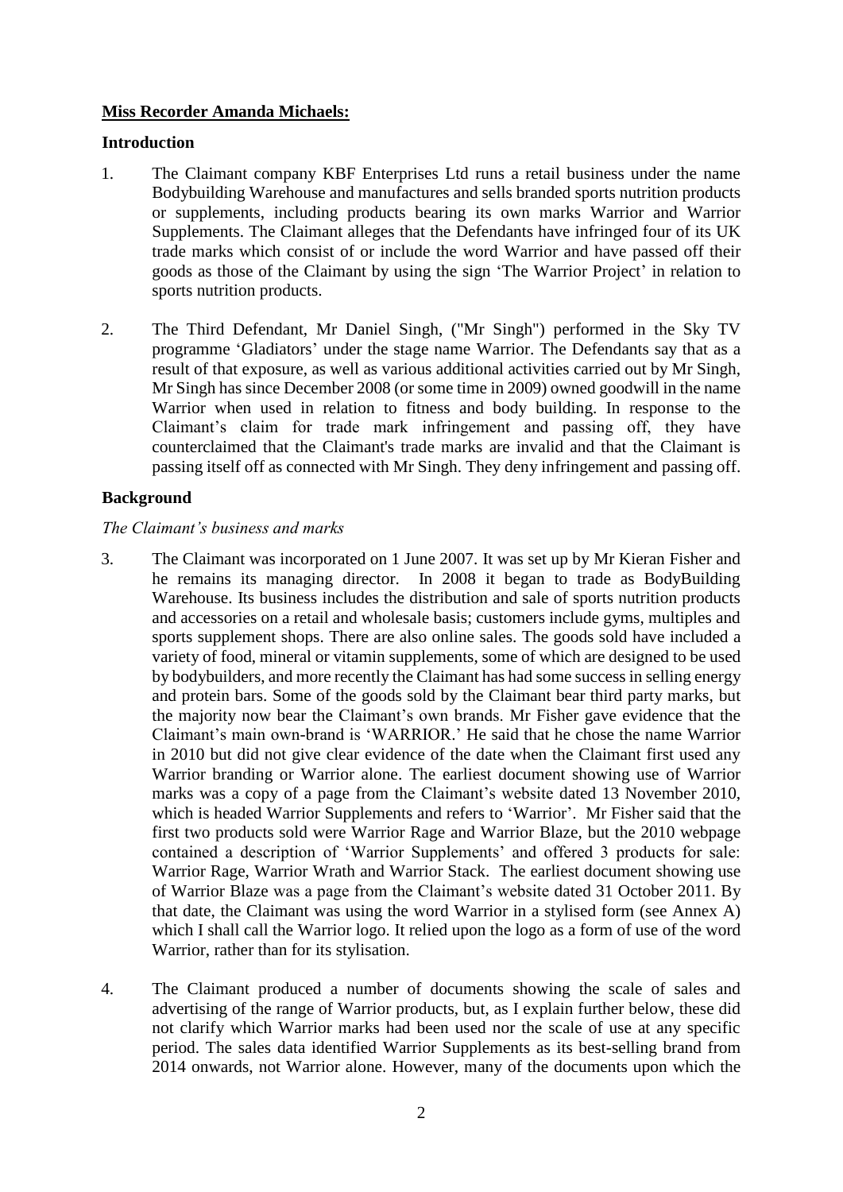**Miss Recorder Amanda Michaels:**

**Introduction**

1. The Claimant company KBF Enterprises Ltd runs a retail business under the name Bodybuilding Warehouse and manufactures and sells branded sports nutrition products or supplements, including products bearing its own marks Warrior and Warrior Supplements. The Claimant alleges that the Defendants have infringed four of its UK trade marks which consist of or include the word Warrior and have passed off their goods as those of the Claimant by using the sign 'The Warrior Project' in relation to sports nutrition products.

2. The Third Defendant, Mr Daniel Singh, ("Mr Singh") performed in the Sky TV programme 'Gladiators' under the stage name Warrior. The Defendants say that as a result of that exposure, as well as various additional activities carried out by Mr Singh, Mr Singh has since December 2008 (or some time in 2009) owned goodwill in the name Warrior when used in relation to fitness and body building. In response to the Claimant's claim for trade mark infringement and passing off, they have counterclaimed that the Claimant's trade marks are invalid and that the Claimant is passing itself off as connected with Mr Singh. They deny infringement and passing off.

**Background**

*The Claimant's business and marks*

3. The Claimant was incorporated on 1 June 2007. It was set up by Mr Kieran Fisher and he remains its managing director. In 2008 it began to trade as BodyBuilding Warehouse. Its business includes the distribution and sale of sports nutrition products and accessories on a retail and wholesale basis; customers include gyms, multiples and sports supplement shops. There are also online sales. The goods sold have included a variety of food, mineral or vitamin supplements, some of which are designed to be used by bodybuilders, and more recently the Claimant has had some success in selling energy and protein bars. Some of the goods sold by the Claimant bear third party marks, but the majority now bear the Claimant's own brands. Mr Fisher gave evidence that the Claimant's main own-brand is 'WARRIOR.' He said that he chose the name Warrior in 2010 but did not give clear evidence of the date when the Claimant first used any Warrior branding or Warrior alone. The earliest document showing use of Warrior marks was a copy of a page from the Claimant's website dated 13 November 2010, which is headed Warrior Supplements and refers to 'Warrior'. Mr Fisher said that the first two products sold were Warrior Rage and Warrior Blaze, but the 2010 webpage contained a description of 'Warrior Supplements' and offered 3 products for sale: Warrior Rage, Warrior Wrath and Warrior Stack. The earliest document showing use of Warrior Blaze was a page from the Claimant's website dated 31 October 2011. By that date, the Claimant was using the word Warrior in a stylised form (see Annex A) which I shall call the Warrior logo. It relied upon the logo as a form of use of the word Warrior, rather than for its stylisation.

4. The Claimant produced a number of documents showing the scale of sales and advertising of the range of Warrior products, but, as I explain further below, these did not clarify which Warrior marks had been used nor the scale of use at any specific period. The sales data identified Warrior Supplements as its best-selling brand from 2014 onwards, not Warrior alone. However, many of the documents upon which the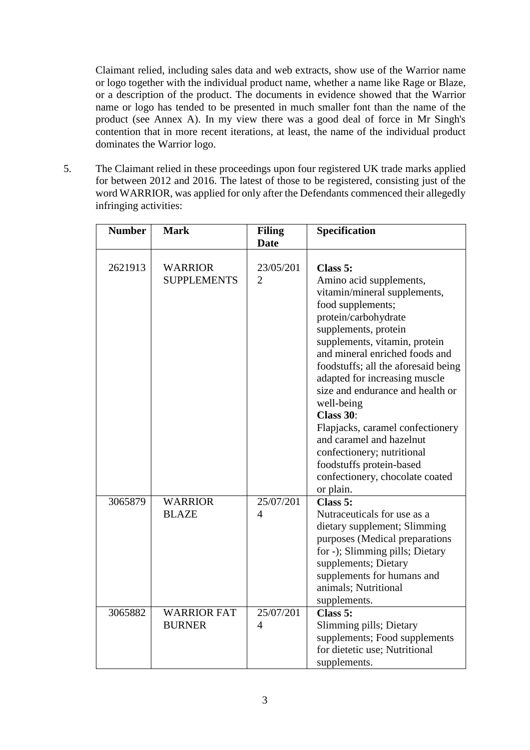Claimant relied, including sales data and web extracts, show use of the Warrior name or logo together with the individual product name, whether a name like Rage or Blaze, or a description of the product. The documents in evidence showed that the Warrior name or logo has tended to be presented in much smaller font than the name of the product (see Annex A). In my view there was a good deal of force in Mr Singh's contention that in more recent iterations, at least, the name of the individual product dominates the Warrior logo.

5. The Claimant relied in these proceedings upon four registered UK trade marks applied for between 2012 and 2016. The latest of those to be registered, consisting just of the word WARRIOR, was applied for only after the Defendants commenced their allegedly infringing activities:

| Number | Mark | Filing Date | Specification |
| --- | --- | --- | --- |
| 2621913 | WARRIOR SUPPLEMENTS | 23/05/2012 | **Class 5:** Amino acid supplements, vitamin/mineral supplements, food supplements; protein/carbohydrate supplements, protein supplements, vitamin, protein and mineral enriched foods and foodstuffs; all the aforesaid being adapted for increasing muscle size and endurance and health or well-being **Class 30**: Flapjacks, caramel confectionery and caramel and hazelnut confectionery; nutritional foodstuffs protein-based confectionery, chocolate coated or plain. |
| 3065879 | WARRIOR BLAZE | 25/07/2014 | **Class 5:** Nutraceuticals for use as a dietary supplement; Slimming purposes (Medical preparations for -); Slimming pills; Dietary supplements; Dietary supplements for humans and animals; Nutritional supplements. |
| 3065882 | WARRIOR FAT BURNER | 25/07/2014 | **Class 5:** Slimming pills; Dietary supplements; Food supplements for dietetic use; Nutritional supplements. |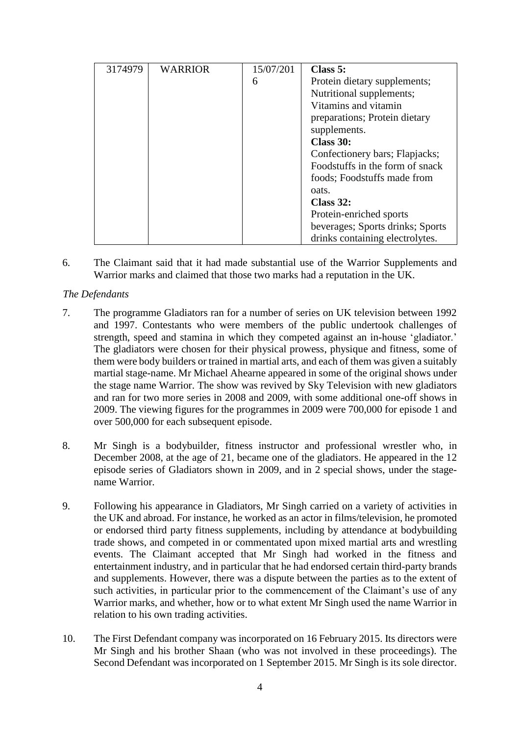| 3174979 | WARRIOR | 15/07/2016 | **Class 5:** Protein dietary supplements; Nutritional supplements; Vitamins and vitamin preparations; Protein dietary supplements. **Class 30:** Confectionery bars; Flapjacks; Foodstuffs in the form of snack foods; Foodstuffs made from oats. **Class 32:** Protein-enriched sports beverages; Sports drinks; Sports drinks containing electrolytes. |
|---|---|---|---|

6. The Claimant said that it had made substantial use of the Warrior Supplements and Warrior marks and claimed that those two marks had a reputation in the UK.

*The Defendants*

7. The programme Gladiators ran for a number of series on UK television between 1992 and 1997. Contestants who were members of the public undertook challenges of strength, speed and stamina in which they competed against an in-house 'gladiator.' The gladiators were chosen for their physical prowess, physique and fitness, some of them were body builders or trained in martial arts, and each of them was given a suitably martial stage-name. Mr Michael Ahearne appeared in some of the original shows under the stage name Warrior. The show was revived by Sky Television with new gladiators and ran for two more series in 2008 and 2009, with some additional one-off shows in 2009. The viewing figures for the programmes in 2009 were 700,000 for episode 1 and over 500,000 for each subsequent episode.

8. Mr Singh is a bodybuilder, fitness instructor and professional wrestler who, in December 2008, at the age of 21, became one of the gladiators. He appeared in the 12 episode series of Gladiators shown in 2009, and in 2 special shows, under the stage-name Warrior.

9. Following his appearance in Gladiators, Mr Singh carried on a variety of activities in the UK and abroad. For instance, he worked as an actor in films/television, he promoted or endorsed third party fitness supplements, including by attendance at bodybuilding trade shows, and competed in or commentated upon mixed martial arts and wrestling events. The Claimant accepted that Mr Singh had worked in the fitness and entertainment industry, and in particular that he had endorsed certain third-party brands and supplements. However, there was a dispute between the parties as to the extent of such activities, in particular prior to the commencement of the Claimant's use of any Warrior marks, and whether, how or to what extent Mr Singh used the name Warrior in relation to his own trading activities.

10. The First Defendant company was incorporated on 16 February 2015. Its directors were Mr Singh and his brother Shaan (who was not involved in these proceedings). The Second Defendant was incorporated on 1 September 2015. Mr Singh is its sole director.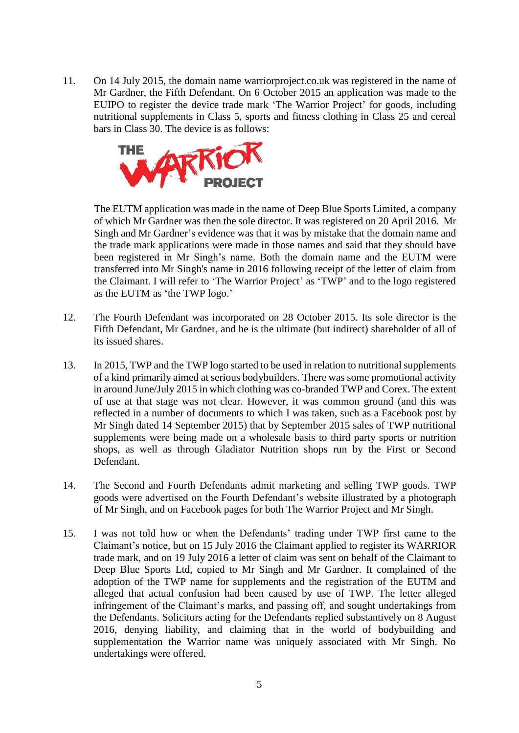11. On 14 July 2015, the domain name warriorproject.co.uk was registered in the name of Mr Gardner, the Fifth Defendant. On 6 October 2015 an application was made to the EUIPO to register the device trade mark 'The Warrior Project' for goods, including nutritional supplements in Class 5, sports and fitness clothing in Class 25 and cereal bars in Class 30. The device is as follows:

    The EUTM application was made in the name of Deep Blue Sports Limited, a company of which Mr Gardner was then the sole director. It was registered on 20 April 2016. Mr Singh and Mr Gardner's evidence was that it was by mistake that the domain name and the trade mark applications were made in those names and said that they should have been registered in Mr Singh's name. Both the domain name and the EUTM were transferred into Mr Singh's name in 2016 following receipt of the letter of claim from the Claimant. I will refer to 'The Warrior Project' as 'TWP' and to the logo registered as the EUTM as 'the TWP logo.'

12. The Fourth Defendant was incorporated on 28 October 2015. Its sole director is the Fifth Defendant, Mr Gardner, and he is the ultimate (but indirect) shareholder of all of its issued shares.

13. In 2015, TWP and the TWP logo started to be used in relation to nutritional supplements of a kind primarily aimed at serious bodybuilders. There was some promotional activity in around June/July 2015 in which clothing was co-branded TWP and Corex. The extent of use at that stage was not clear. However, it was common ground (and this was reflected in a number of documents to which I was taken, such as a Facebook post by Mr Singh dated 14 September 2015) that by September 2015 sales of TWP nutritional supplements were being made on a wholesale basis to third party sports or nutrition shops, as well as through Gladiator Nutrition shops run by the First or Second Defendant.

14. The Second and Fourth Defendants admit marketing and selling TWP goods. TWP goods were advertised on the Fourth Defendant's website illustrated by a photograph of Mr Singh, and on Facebook pages for both The Warrior Project and Mr Singh.

15. I was not told how or when the Defendants' trading under TWP first came to the Claimant's notice, but on 15 July 2016 the Claimant applied to register its WARRIOR trade mark, and on 19 July 2016 a letter of claim was sent on behalf of the Claimant to Deep Blue Sports Ltd, copied to Mr Singh and Mr Gardner. It complained of the adoption of the TWP name for supplements and the registration of the EUTM and alleged that actual confusion had been caused by use of TWP. The letter alleged infringement of the Claimant's marks, and passing off, and sought undertakings from the Defendants. Solicitors acting for the Defendants replied substantively on 8 August 2016, denying liability, and claiming that in the world of bodybuilding and supplementation the Warrior name was uniquely associated with Mr Singh. No undertakings were offered.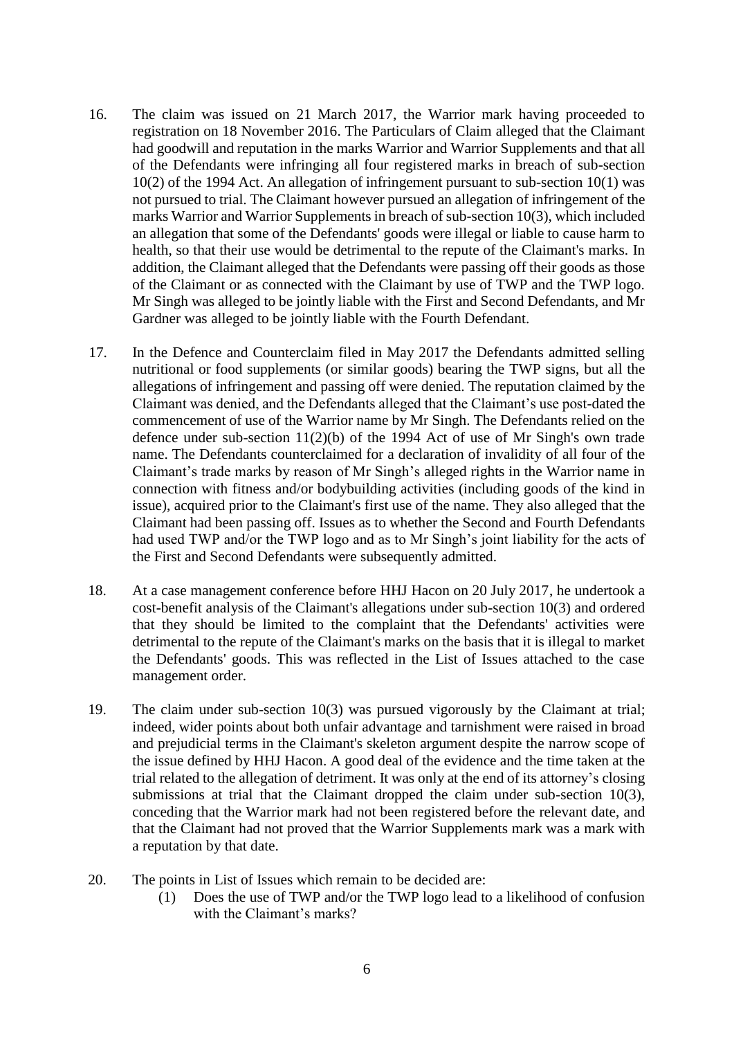16. The claim was issued on 21 March 2017, the Warrior mark having proceeded to registration on 18 November 2016. The Particulars of Claim alleged that the Claimant had goodwill and reputation in the marks Warrior and Warrior Supplements and that all of the Defendants were infringing all four registered marks in breach of sub-section 10(2) of the 1994 Act. An allegation of infringement pursuant to sub-section 10(1) was not pursued to trial. The Claimant however pursued an allegation of infringement of the marks Warrior and Warrior Supplements in breach of sub-section 10(3), which included an allegation that some of the Defendants' goods were illegal or liable to cause harm to health, so that their use would be detrimental to the repute of the Claimant's marks. In addition, the Claimant alleged that the Defendants were passing off their goods as those of the Claimant or as connected with the Claimant by use of TWP and the TWP logo. Mr Singh was alleged to be jointly liable with the First and Second Defendants, and Mr Gardner was alleged to be jointly liable with the Fourth Defendant.

17. In the Defence and Counterclaim filed in May 2017 the Defendants admitted selling nutritional or food supplements (or similar goods) bearing the TWP signs, but all the allegations of infringement and passing off were denied. The reputation claimed by the Claimant was denied, and the Defendants alleged that the Claimant's use post-dated the commencement of use of the Warrior name by Mr Singh. The Defendants relied on the defence under sub-section 11(2)(b) of the 1994 Act of use of Mr Singh's own trade name. The Defendants counterclaimed for a declaration of invalidity of all four of the Claimant's trade marks by reason of Mr Singh's alleged rights in the Warrior name in connection with fitness and/or bodybuilding activities (including goods of the kind in issue), acquired prior to the Claimant's first use of the name. They also alleged that the Claimant had been passing off. Issues as to whether the Second and Fourth Defendants had used TWP and/or the TWP logo and as to Mr Singh's joint liability for the acts of the First and Second Defendants were subsequently admitted.

18. At a case management conference before HHJ Hacon on 20 July 2017, he undertook a cost-benefit analysis of the Claimant's allegations under sub-section 10(3) and ordered that they should be limited to the complaint that the Defendants' activities were detrimental to the repute of the Claimant's marks on the basis that it is illegal to market the Defendants' goods. This was reflected in the List of Issues attached to the case management order.

19. The claim under sub-section 10(3) was pursued vigorously by the Claimant at trial; indeed, wider points about both unfair advantage and tarnishment were raised in broad and prejudicial terms in the Claimant's skeleton argument despite the narrow scope of the issue defined by HHJ Hacon. A good deal of the evidence and the time taken at the trial related to the allegation of detriment. It was only at the end of its attorney's closing submissions at trial that the Claimant dropped the claim under sub-section 10(3), conceding that the Warrior mark had not been registered before the relevant date, and that the Claimant had not proved that the Warrior Supplements mark was a mark with a reputation by that date.

20. The points in List of Issues which remain to be decided are:
    (1) Does the use of TWP and/or the TWP logo lead to a likelihood of confusion with the Claimant's marks?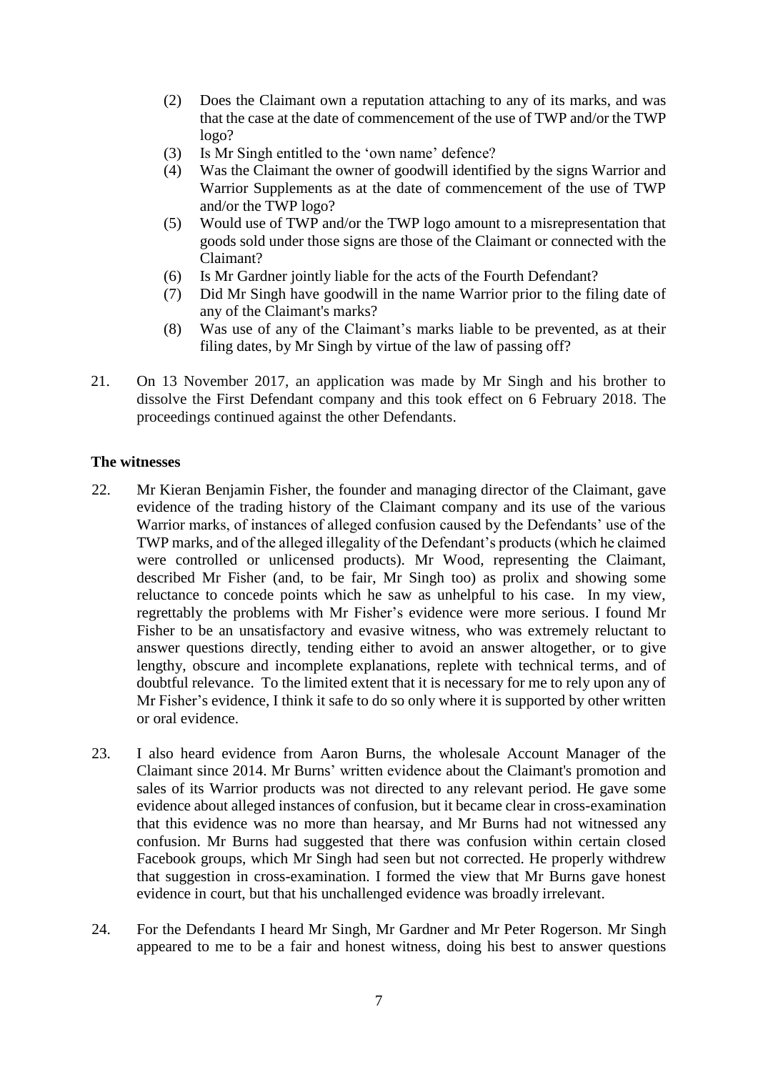(2) Does the Claimant own a reputation attaching to any of its marks, and was that the case at the date of commencement of the use of TWP and/or the TWP logo?

(3) Is Mr Singh entitled to the 'own name' defence?

(4) Was the Claimant the owner of goodwill identified by the signs Warrior and Warrior Supplements as at the date of commencement of the use of TWP and/or the TWP logo?

(5) Would use of TWP and/or the TWP logo amount to a misrepresentation that goods sold under those signs are those of the Claimant or connected with the Claimant?

(6) Is Mr Gardner jointly liable for the acts of the Fourth Defendant?

(7) Did Mr Singh have goodwill in the name Warrior prior to the filing date of any of the Claimant's marks?

(8) Was use of any of the Claimant's marks liable to be prevented, as at their filing dates, by Mr Singh by virtue of the law of passing off?

21. On 13 November 2017, an application was made by Mr Singh and his brother to dissolve the First Defendant company and this took effect on 6 February 2018. The proceedings continued against the other Defendants.

**The witnesses**

22. Mr Kieran Benjamin Fisher, the founder and managing director of the Claimant, gave evidence of the trading history of the Claimant company and its use of the various Warrior marks, of instances of alleged confusion caused by the Defendants' use of the TWP marks, and of the alleged illegality of the Defendant's products (which he claimed were controlled or unlicensed products). Mr Wood, representing the Claimant, described Mr Fisher (and, to be fair, Mr Singh too) as prolix and showing some reluctance to concede points which he saw as unhelpful to his case. In my view, regrettably the problems with Mr Fisher's evidence were more serious. I found Mr Fisher to be an unsatisfactory and evasive witness, who was extremely reluctant to answer questions directly, tending either to avoid an answer altogether, or to give lengthy, obscure and incomplete explanations, replete with technical terms, and of doubtful relevance. To the limited extent that it is necessary for me to rely upon any of Mr Fisher's evidence, I think it safe to do so only where it is supported by other written or oral evidence.

23. I also heard evidence from Aaron Burns, the wholesale Account Manager of the Claimant since 2014. Mr Burns' written evidence about the Claimant's promotion and sales of its Warrior products was not directed to any relevant period. He gave some evidence about alleged instances of confusion, but it became clear in cross-examination that this evidence was no more than hearsay, and Mr Burns had not witnessed any confusion. Mr Burns had suggested that there was confusion within certain closed Facebook groups, which Mr Singh had seen but not corrected. He properly withdrew that suggestion in cross-examination. I formed the view that Mr Burns gave honest evidence in court, but that his unchallenged evidence was broadly irrelevant.

24. For the Defendants I heard Mr Singh, Mr Gardner and Mr Peter Rogerson. Mr Singh appeared to me to be a fair and honest witness, doing his best to answer questions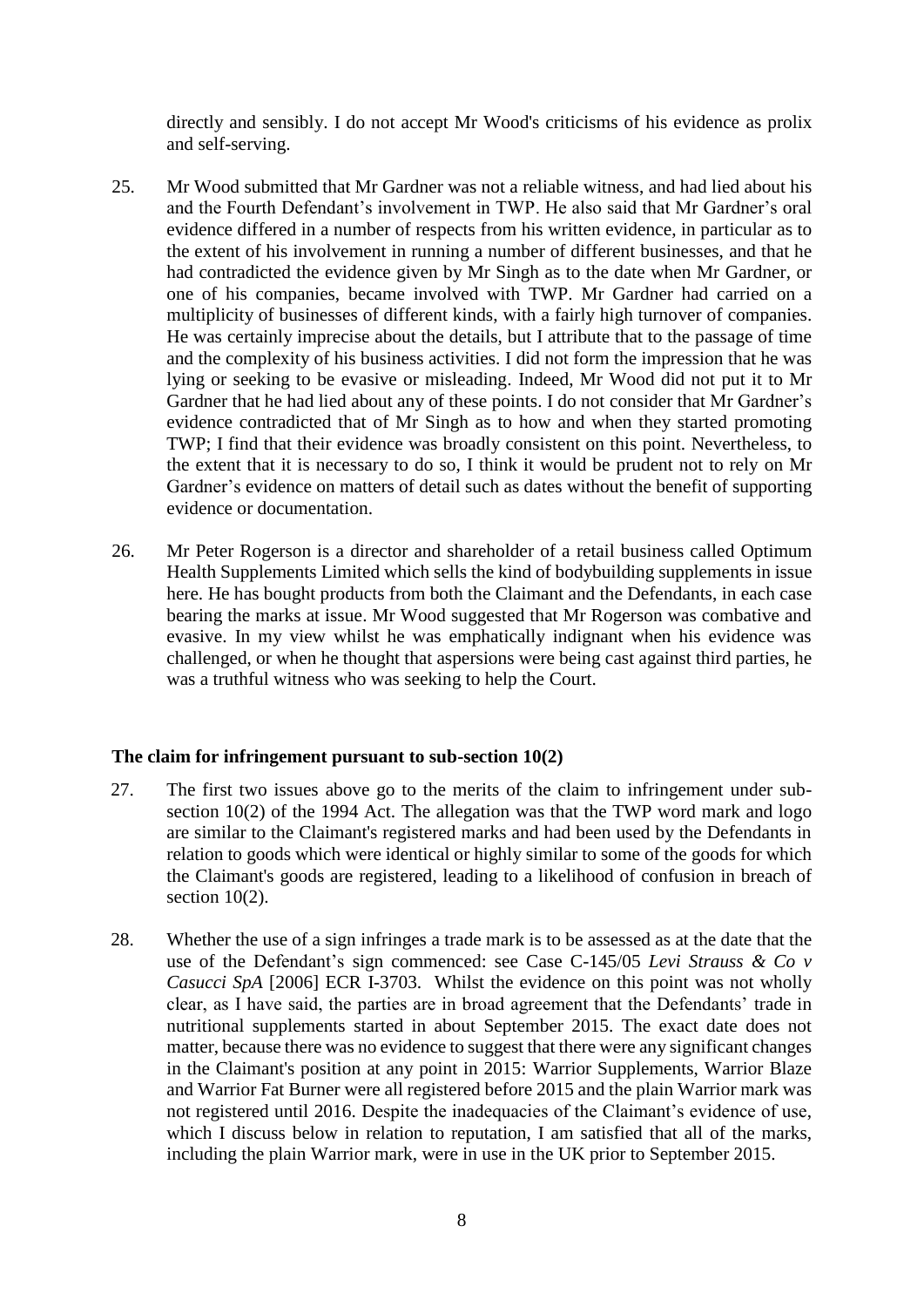directly and sensibly. I do not accept Mr Wood's criticisms of his evidence as prolix and self-serving.

25. Mr Wood submitted that Mr Gardner was not a reliable witness, and had lied about his and the Fourth Defendant's involvement in TWP. He also said that Mr Gardner's oral evidence differed in a number of respects from his written evidence, in particular as to the extent of his involvement in running a number of different businesses, and that he had contradicted the evidence given by Mr Singh as to the date when Mr Gardner, or one of his companies, became involved with TWP. Mr Gardner had carried on a multiplicity of businesses of different kinds, with a fairly high turnover of companies. He was certainly imprecise about the details, but I attribute that to the passage of time and the complexity of his business activities. I did not form the impression that he was lying or seeking to be evasive or misleading. Indeed, Mr Wood did not put it to Mr Gardner that he had lied about any of these points. I do not consider that Mr Gardner's evidence contradicted that of Mr Singh as to how and when they started promoting TWP; I find that their evidence was broadly consistent on this point. Nevertheless, to the extent that it is necessary to do so, I think it would be prudent not to rely on Mr Gardner's evidence on matters of detail such as dates without the benefit of supporting evidence or documentation.

26. Mr Peter Rogerson is a director and shareholder of a retail business called Optimum Health Supplements Limited which sells the kind of bodybuilding supplements in issue here. He has bought products from both the Claimant and the Defendants, in each case bearing the marks at issue. Mr Wood suggested that Mr Rogerson was combative and evasive. In my view whilst he was emphatically indignant when his evidence was challenged, or when he thought that aspersions were being cast against third parties, he was a truthful witness who was seeking to help the Court.

**The claim for infringement pursuant to sub-section 10(2)**

27. The first two issues above go to the merits of the claim to infringement under sub-section 10(2) of the 1994 Act. The allegation was that the TWP word mark and logo are similar to the Claimant's registered marks and had been used by the Defendants in relation to goods which were identical or highly similar to some of the goods for which the Claimant's goods are registered, leading to a likelihood of confusion in breach of section 10(2).

28. Whether the use of a sign infringes a trade mark is to be assessed as at the date that the use of the Defendant's sign commenced: see Case C-145/05 *Levi Strauss & Co v Casucci SpA* [2006] ECR I-3703. Whilst the evidence on this point was not wholly clear, as I have said, the parties are in broad agreement that the Defendants' trade in nutritional supplements started in about September 2015. The exact date does not matter, because there was no evidence to suggest that there were any significant changes in the Claimant's position at any point in 2015: Warrior Supplements, Warrior Blaze and Warrior Fat Burner were all registered before 2015 and the plain Warrior mark was not registered until 2016. Despite the inadequacies of the Claimant's evidence of use, which I discuss below in relation to reputation, I am satisfied that all of the marks, including the plain Warrior mark, were in use in the UK prior to September 2015.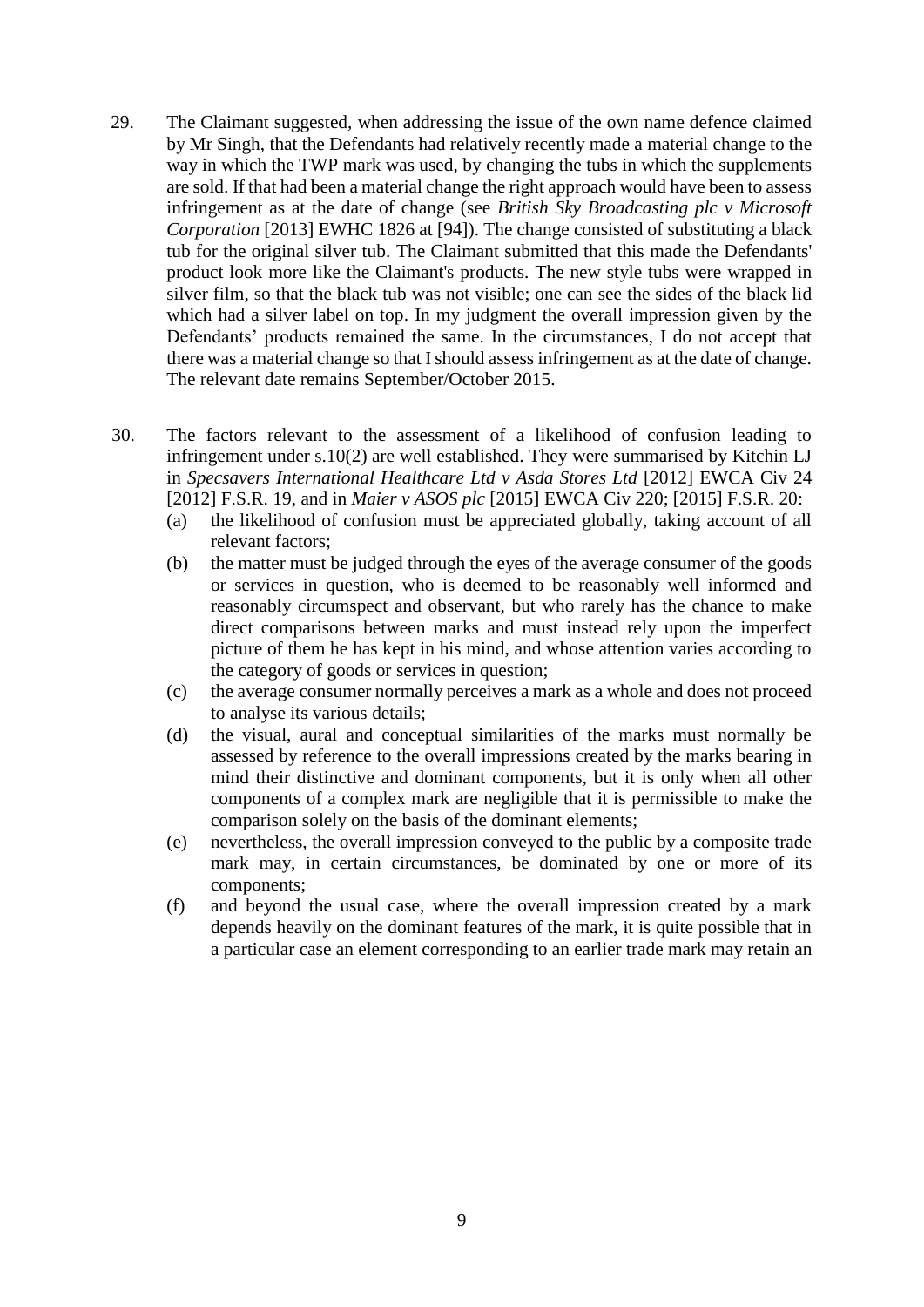29. The Claimant suggested, when addressing the issue of the own name defence claimed by Mr Singh, that the Defendants had relatively recently made a material change to the way in which the TWP mark was used, by changing the tubs in which the supplements are sold. If that had been a material change the right approach would have been to assess infringement as at the date of change (see *British Sky Broadcasting plc v Microsoft Corporation* [2013] EWHC 1826 at [94]). The change consisted of substituting a black tub for the original silver tub. The Claimant submitted that this made the Defendants' product look more like the Claimant's products. The new style tubs were wrapped in silver film, so that the black tub was not visible; one can see the sides of the black lid which had a silver label on top. In my judgment the overall impression given by the Defendants' products remained the same. In the circumstances, I do not accept that there was a material change so that I should assess infringement as at the date of change. The relevant date remains September/October 2015.

30. The factors relevant to the assessment of a likelihood of confusion leading to infringement under s.10(2) are well established. They were summarised by Kitchin LJ in *Specsavers International Healthcare Ltd v Asda Stores Ltd* [2012] EWCA Civ 24 [2012] F.S.R. 19, and in *Maier v ASOS plc* [2015] EWCA Civ 220; [2015] F.S.R. 20:

    (a) the likelihood of confusion must be appreciated globally, taking account of all relevant factors;

    (b) the matter must be judged through the eyes of the average consumer of the goods or services in question, who is deemed to be reasonably well informed and reasonably circumspect and observant, but who rarely has the chance to make direct comparisons between marks and must instead rely upon the imperfect picture of them he has kept in his mind, and whose attention varies according to the category of goods or services in question;

    (c) the average consumer normally perceives a mark as a whole and does not proceed to analyse its various details;

    (d) the visual, aural and conceptual similarities of the marks must normally be assessed by reference to the overall impressions created by the marks bearing in mind their distinctive and dominant components, but it is only when all other components of a complex mark are negligible that it is permissible to make the comparison solely on the basis of the dominant elements;

    (e) nevertheless, the overall impression conveyed to the public by a composite trade mark may, in certain circumstances, be dominated by one or more of its components;

    (f) and beyond the usual case, where the overall impression created by a mark depends heavily on the dominant features of the mark, it is quite possible that in a particular case an element corresponding to an earlier trade mark may retain an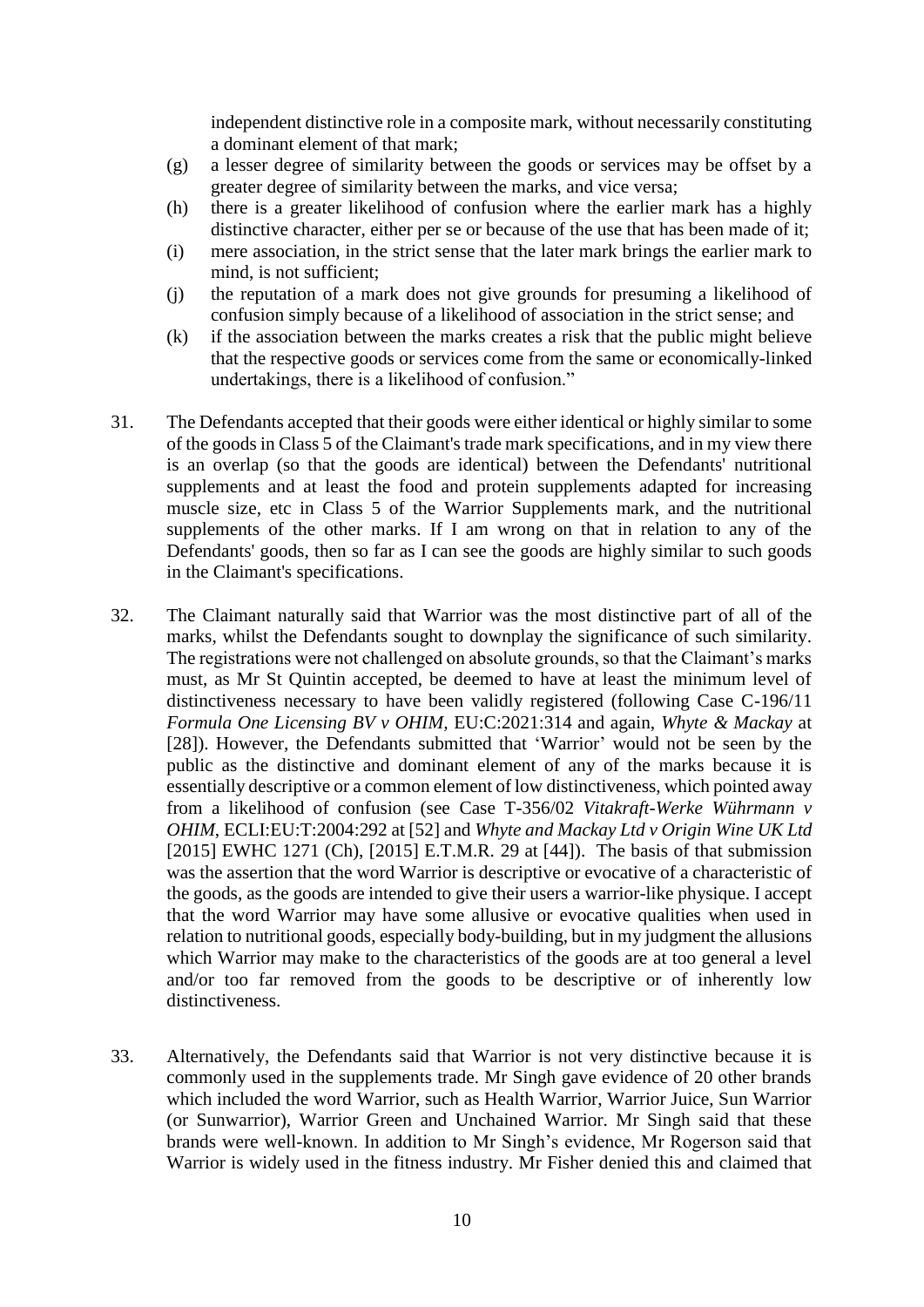independent distinctive role in a composite mark, without necessarily constituting a dominant element of that mark;

(g) a lesser degree of similarity between the goods or services may be offset by a greater degree of similarity between the marks, and vice versa;

(h) there is a greater likelihood of confusion where the earlier mark has a highly distinctive character, either per se or because of the use that has been made of it;

(i) mere association, in the strict sense that the later mark brings the earlier mark to mind, is not sufficient;

(j) the reputation of a mark does not give grounds for presuming a likelihood of confusion simply because of a likelihood of association in the strict sense; and

(k) if the association between the marks creates a risk that the public might believe that the respective goods or services come from the same or economically-linked undertakings, there is a likelihood of confusion."

31. The Defendants accepted that their goods were either identical or highly similar to some of the goods in Class 5 of the Claimant's trade mark specifications, and in my view there is an overlap (so that the goods are identical) between the Defendants' nutritional supplements and at least the food and protein supplements adapted for increasing muscle size, etc in Class 5 of the Warrior Supplements mark, and the nutritional supplements of the other marks. If I am wrong on that in relation to any of the Defendants' goods, then so far as I can see the goods are highly similar to such goods in the Claimant's specifications.

32. The Claimant naturally said that Warrior was the most distinctive part of all of the marks, whilst the Defendants sought to downplay the significance of such similarity. The registrations were not challenged on absolute grounds, so that the Claimant's marks must, as Mr St Quintin accepted, be deemed to have at least the minimum level of distinctiveness necessary to have been validly registered (following Case C-196/11 *Formula One Licensing BV v OHIM,* EU:C:2021:314 and again, *Whyte & Mackay* at [28]). However, the Defendants submitted that 'Warrior' would not be seen by the public as the distinctive and dominant element of any of the marks because it is essentially descriptive or a common element of low distinctiveness, which pointed away from a likelihood of confusion (see Case T-356/02 *Vitakraft-Werke Wührmann v OHIM*, ECLI:EU:T:2004:292 at [52] and *Whyte and Mackay Ltd v Origin Wine UK Ltd* [2015] EWHC 1271 (Ch), [2015] E.T.M.R. 29 at [44]). The basis of that submission was the assertion that the word Warrior is descriptive or evocative of a characteristic of the goods, as the goods are intended to give their users a warrior-like physique. I accept that the word Warrior may have some allusive or evocative qualities when used in relation to nutritional goods, especially body-building, but in my judgment the allusions which Warrior may make to the characteristics of the goods are at too general a level and/or too far removed from the goods to be descriptive or of inherently low distinctiveness.

33. Alternatively, the Defendants said that Warrior is not very distinctive because it is commonly used in the supplements trade. Mr Singh gave evidence of 20 other brands which included the word Warrior, such as Health Warrior, Warrior Juice, Sun Warrior (or Sunwarrior), Warrior Green and Unchained Warrior. Mr Singh said that these brands were well-known. In addition to Mr Singh's evidence, Mr Rogerson said that Warrior is widely used in the fitness industry. Mr Fisher denied this and claimed that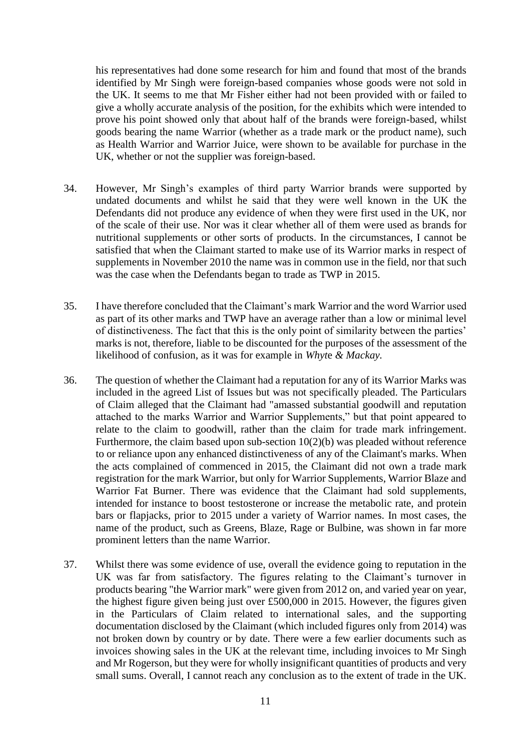his representatives had done some research for him and found that most of the brands identified by Mr Singh were foreign-based companies whose goods were not sold in the UK. It seems to me that Mr Fisher either had not been provided with or failed to give a wholly accurate analysis of the position, for the exhibits which were intended to prove his point showed only that about half of the brands were foreign-based, whilst goods bearing the name Warrior (whether as a trade mark or the product name), such as Health Warrior and Warrior Juice, were shown to be available for purchase in the UK, whether or not the supplier was foreign-based.

34. However, Mr Singh's examples of third party Warrior brands were supported by undated documents and whilst he said that they were well known in the UK the Defendants did not produce any evidence of when they were first used in the UK, nor of the scale of their use. Nor was it clear whether all of them were used as brands for nutritional supplements or other sorts of products. In the circumstances, I cannot be satisfied that when the Claimant started to make use of its Warrior marks in respect of supplements in November 2010 the name was in common use in the field, nor that such was the case when the Defendants began to trade as TWP in 2015.

35. I have therefore concluded that the Claimant's mark Warrior and the word Warrior used as part of its other marks and TWP have an average rather than a low or minimal level of distinctiveness. The fact that this is the only point of similarity between the parties' marks is not, therefore, liable to be discounted for the purposes of the assessment of the likelihood of confusion, as it was for example in *Whyte & Mackay.*

36. The question of whether the Claimant had a reputation for any of its Warrior Marks was included in the agreed List of Issues but was not specifically pleaded. The Particulars of Claim alleged that the Claimant had "amassed substantial goodwill and reputation attached to the marks Warrior and Warrior Supplements," but that point appeared to relate to the claim to goodwill, rather than the claim for trade mark infringement. Furthermore, the claim based upon sub-section 10(2)(b) was pleaded without reference to or reliance upon any enhanced distinctiveness of any of the Claimant's marks. When the acts complained of commenced in 2015, the Claimant did not own a trade mark registration for the mark Warrior, but only for Warrior Supplements, Warrior Blaze and Warrior Fat Burner. There was evidence that the Claimant had sold supplements, intended for instance to boost testosterone or increase the metabolic rate, and protein bars or flapjacks, prior to 2015 under a variety of Warrior names. In most cases, the name of the product, such as Greens, Blaze, Rage or Bulbine, was shown in far more prominent letters than the name Warrior.

37. Whilst there was some evidence of use, overall the evidence going to reputation in the UK was far from satisfactory. The figures relating to the Claimant's turnover in products bearing "the Warrior mark" were given from 2012 on, and varied year on year, the highest figure given being just over £500,000 in 2015. However, the figures given in the Particulars of Claim related to international sales, and the supporting documentation disclosed by the Claimant (which included figures only from 2014) was not broken down by country or by date. There were a few earlier documents such as invoices showing sales in the UK at the relevant time, including invoices to Mr Singh and Mr Rogerson, but they were for wholly insignificant quantities of products and very small sums. Overall, I cannot reach any conclusion as to the extent of trade in the UK.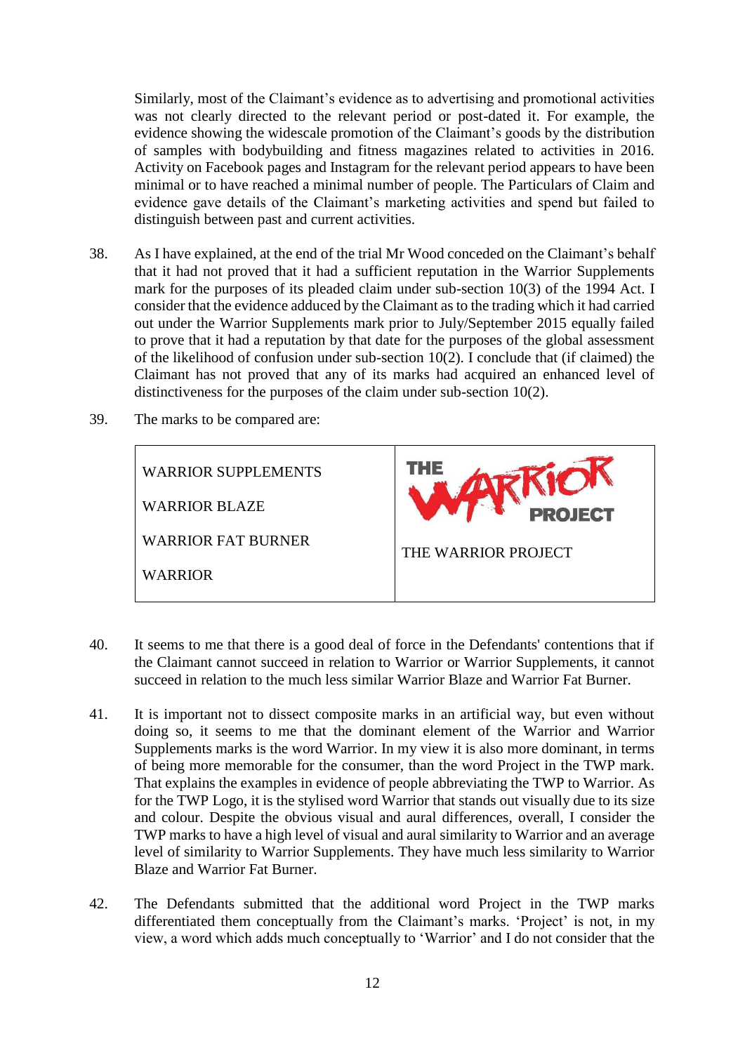Similarly, most of the Claimant's evidence as to advertising and promotional activities was not clearly directed to the relevant period or post-dated it. For example, the evidence showing the widescale promotion of the Claimant's goods by the distribution of samples with bodybuilding and fitness magazines related to activities in 2016. Activity on Facebook pages and Instagram for the relevant period appears to have been minimal or to have reached a minimal number of people. The Particulars of Claim and evidence gave details of the Claimant's marketing activities and spend but failed to distinguish between past and current activities.

38. As I have explained, at the end of the trial Mr Wood conceded on the Claimant's behalf that it had not proved that it had a sufficient reputation in the Warrior Supplements mark for the purposes of its pleaded claim under sub-section 10(3) of the 1994 Act. I consider that the evidence adduced by the Claimant as to the trading which it had carried out under the Warrior Supplements mark prior to July/September 2015 equally failed to prove that it had a reputation by that date for the purposes of the global assessment of the likelihood of confusion under sub-section 10(2). I conclude that (if claimed) the Claimant has not proved that any of its marks had acquired an enhanced level of distinctiveness for the purposes of the claim under sub-section 10(2).

39. The marks to be compared are:

| | |
|---|---|
| WARRIOR SUPPLEMENTS<br><br>WARRIOR BLAZE<br><br>WARRIOR FAT BURNER<br><br>WARRIOR | THE WARRIOR PROJECT (logo)<br><br>THE WARRIOR PROJECT |

40. It seems to me that there is a good deal of force in the Defendants' contentions that if the Claimant cannot succeed in relation to Warrior or Warrior Supplements, it cannot succeed in relation to the much less similar Warrior Blaze and Warrior Fat Burner.

41. It is important not to dissect composite marks in an artificial way, but even without doing so, it seems to me that the dominant element of the Warrior and Warrior Supplements marks is the word Warrior. In my view it is also more dominant, in terms of being more memorable for the consumer, than the word Project in the TWP mark. That explains the examples in evidence of people abbreviating the TWP to Warrior. As for the TWP Logo, it is the stylised word Warrior that stands out visually due to its size and colour. Despite the obvious visual and aural differences, overall, I consider the TWP marks to have a high level of visual and aural similarity to Warrior and an average level of similarity to Warrior Supplements. They have much less similarity to Warrior Blaze and Warrior Fat Burner.

42. The Defendants submitted that the additional word Project in the TWP marks differentiated them conceptually from the Claimant's marks. 'Project' is not, in my view, a word which adds much conceptually to 'Warrior' and I do not consider that the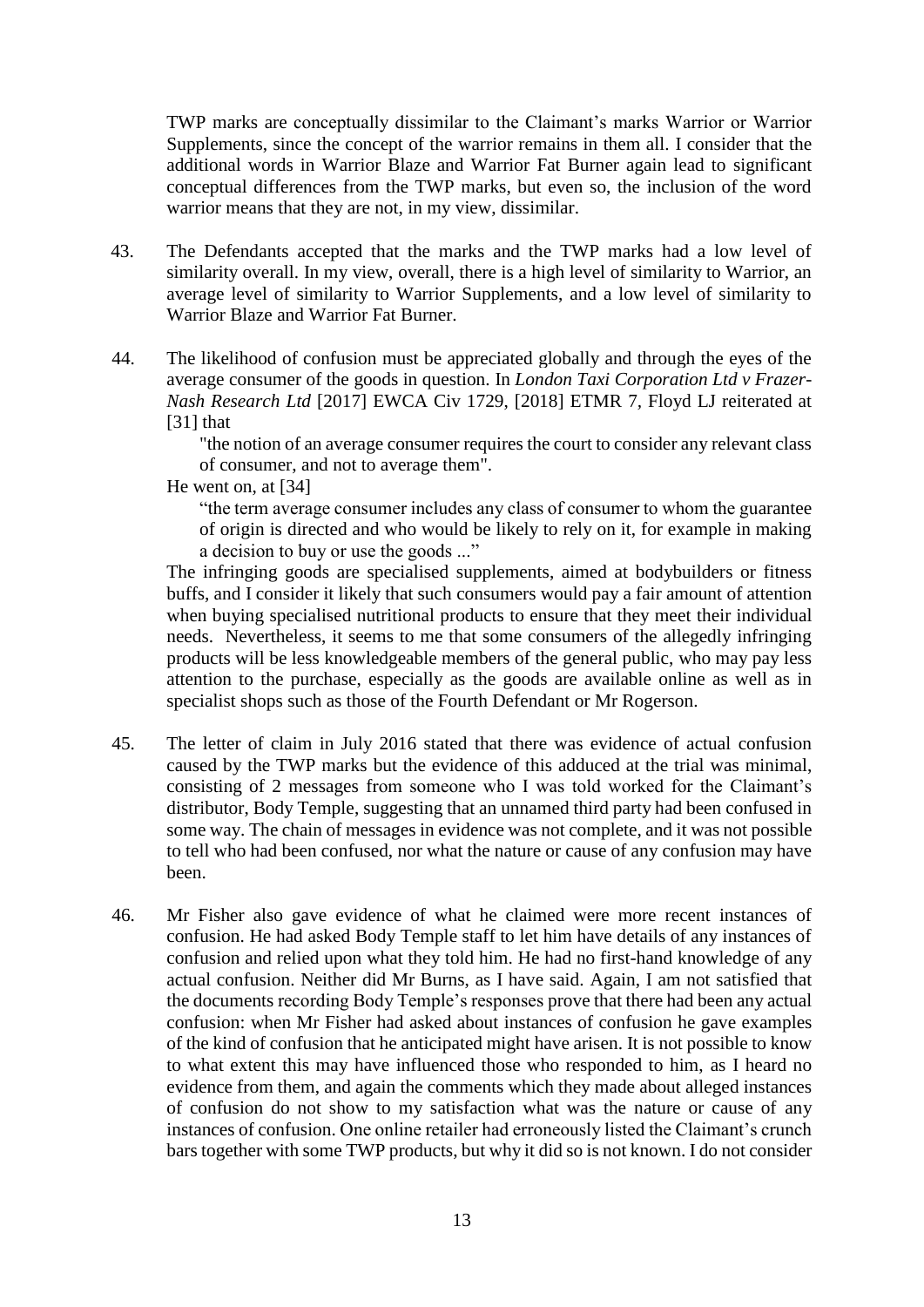TWP marks are conceptually dissimilar to the Claimant's marks Warrior or Warrior Supplements, since the concept of the warrior remains in them all. I consider that the additional words in Warrior Blaze and Warrior Fat Burner again lead to significant conceptual differences from the TWP marks, but even so, the inclusion of the word warrior means that they are not, in my view, dissimilar.

43. The Defendants accepted that the marks and the TWP marks had a low level of similarity overall. In my view, overall, there is a high level of similarity to Warrior, an average level of similarity to Warrior Supplements, and a low level of similarity to Warrior Blaze and Warrior Fat Burner.

44. The likelihood of confusion must be appreciated globally and through the eyes of the average consumer of the goods in question. In *London Taxi Corporation Ltd v Frazer-Nash Research Ltd* [2017] EWCA Civ 1729, [2018] ETMR 7, Floyd LJ reiterated at [31] that

> "the notion of an average consumer requires the court to consider any relevant class of consumer, and not to average them".

He went on, at [34]

> "the term average consumer includes any class of consumer to whom the guarantee of origin is directed and who would be likely to rely on it, for example in making a decision to buy or use the goods ..."

The infringing goods are specialised supplements, aimed at bodybuilders or fitness buffs, and I consider it likely that such consumers would pay a fair amount of attention when buying specialised nutritional products to ensure that they meet their individual needs. Nevertheless, it seems to me that some consumers of the allegedly infringing products will be less knowledgeable members of the general public, who may pay less attention to the purchase, especially as the goods are available online as well as in specialist shops such as those of the Fourth Defendant or Mr Rogerson.

45. The letter of claim in July 2016 stated that there was evidence of actual confusion caused by the TWP marks but the evidence of this adduced at the trial was minimal, consisting of 2 messages from someone who I was told worked for the Claimant's distributor, Body Temple, suggesting that an unnamed third party had been confused in some way. The chain of messages in evidence was not complete, and it was not possible to tell who had been confused, nor what the nature or cause of any confusion may have been.

46. Mr Fisher also gave evidence of what he claimed were more recent instances of confusion. He had asked Body Temple staff to let him have details of any instances of confusion and relied upon what they told him. He had no first-hand knowledge of any actual confusion. Neither did Mr Burns, as I have said. Again, I am not satisfied that the documents recording Body Temple's responses prove that there had been any actual confusion: when Mr Fisher had asked about instances of confusion he gave examples of the kind of confusion that he anticipated might have arisen. It is not possible to know to what extent this may have influenced those who responded to him, as I heard no evidence from them, and again the comments which they made about alleged instances of confusion do not show to my satisfaction what was the nature or cause of any instances of confusion. One online retailer had erroneously listed the Claimant's crunch bars together with some TWP products, but why it did so is not known. I do not consider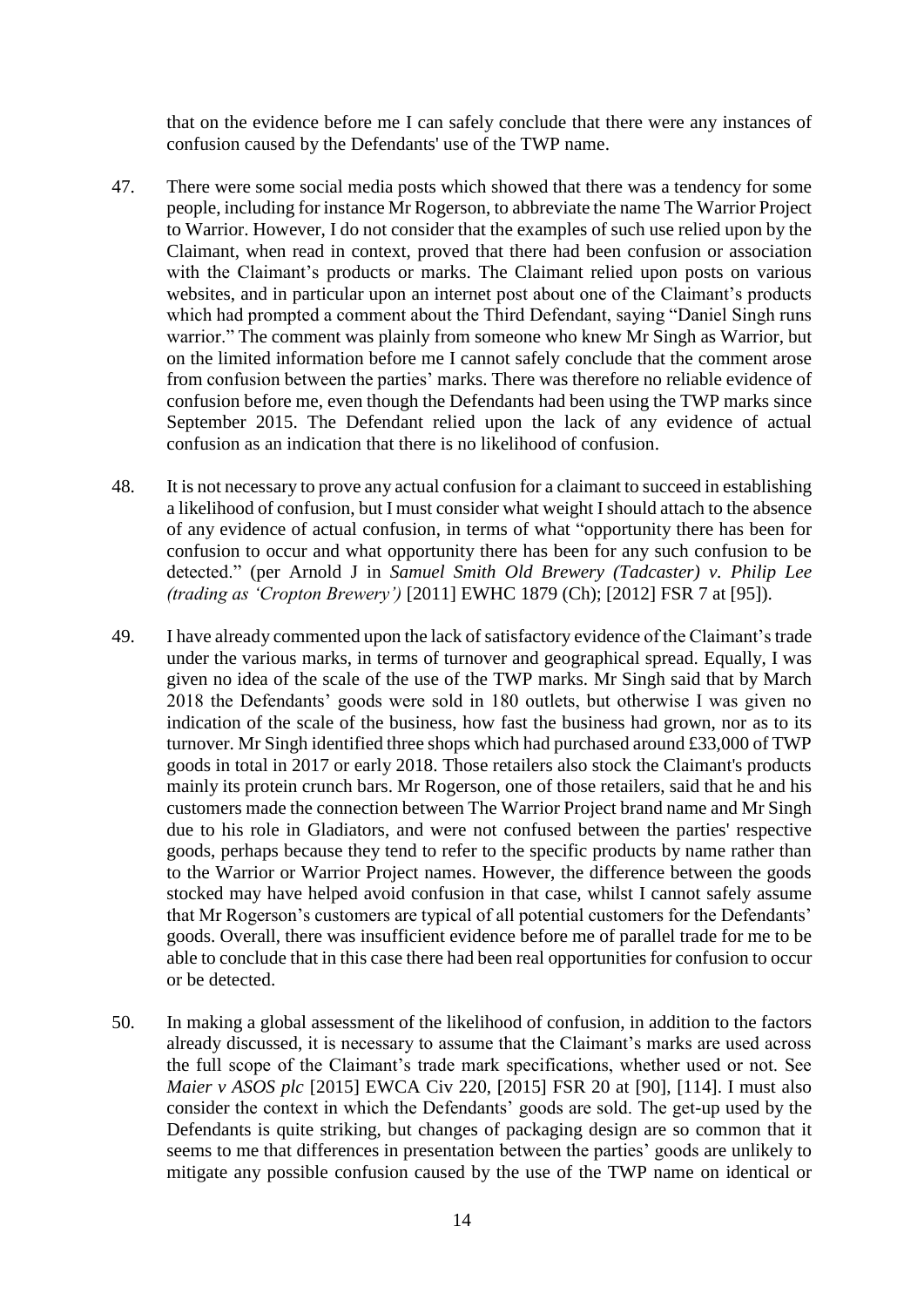that on the evidence before me I can safely conclude that there were any instances of confusion caused by the Defendants' use of the TWP name.

47. There were some social media posts which showed that there was a tendency for some people, including for instance Mr Rogerson, to abbreviate the name The Warrior Project to Warrior. However, I do not consider that the examples of such use relied upon by the Claimant, when read in context, proved that there had been confusion or association with the Claimant's products or marks. The Claimant relied upon posts on various websites, and in particular upon an internet post about one of the Claimant's products which had prompted a comment about the Third Defendant, saying "Daniel Singh runs warrior." The comment was plainly from someone who knew Mr Singh as Warrior, but on the limited information before me I cannot safely conclude that the comment arose from confusion between the parties' marks. There was therefore no reliable evidence of confusion before me, even though the Defendants had been using the TWP marks since September 2015. The Defendant relied upon the lack of any evidence of actual confusion as an indication that there is no likelihood of confusion.

48. It is not necessary to prove any actual confusion for a claimant to succeed in establishing a likelihood of confusion, but I must consider what weight I should attach to the absence of any evidence of actual confusion, in terms of what "opportunity there has been for confusion to occur and what opportunity there has been for any such confusion to be detected." (per Arnold J in *Samuel Smith Old Brewery (Tadcaster) v. Philip Lee (trading as 'Cropton Brewery')* [2011] EWHC 1879 (Ch); [2012] FSR 7 at [95]).

49. I have already commented upon the lack of satisfactory evidence of the Claimant's trade under the various marks, in terms of turnover and geographical spread. Equally, I was given no idea of the scale of the use of the TWP marks. Mr Singh said that by March 2018 the Defendants' goods were sold in 180 outlets, but otherwise I was given no indication of the scale of the business, how fast the business had grown, nor as to its turnover. Mr Singh identified three shops which had purchased around £33,000 of TWP goods in total in 2017 or early 2018. Those retailers also stock the Claimant's products mainly its protein crunch bars. Mr Rogerson, one of those retailers, said that he and his customers made the connection between The Warrior Project brand name and Mr Singh due to his role in Gladiators, and were not confused between the parties' respective goods, perhaps because they tend to refer to the specific products by name rather than to the Warrior or Warrior Project names. However, the difference between the goods stocked may have helped avoid confusion in that case, whilst I cannot safely assume that Mr Rogerson's customers are typical of all potential customers for the Defendants' goods. Overall, there was insufficient evidence before me of parallel trade for me to be able to conclude that in this case there had been real opportunities for confusion to occur or be detected.

50. In making a global assessment of the likelihood of confusion, in addition to the factors already discussed, it is necessary to assume that the Claimant's marks are used across the full scope of the Claimant's trade mark specifications, whether used or not. See *Maier v ASOS plc* [2015] EWCA Civ 220, [2015] FSR 20 at [90], [114]. I must also consider the context in which the Defendants' goods are sold. The get-up used by the Defendants is quite striking, but changes of packaging design are so common that it seems to me that differences in presentation between the parties' goods are unlikely to mitigate any possible confusion caused by the use of the TWP name on identical or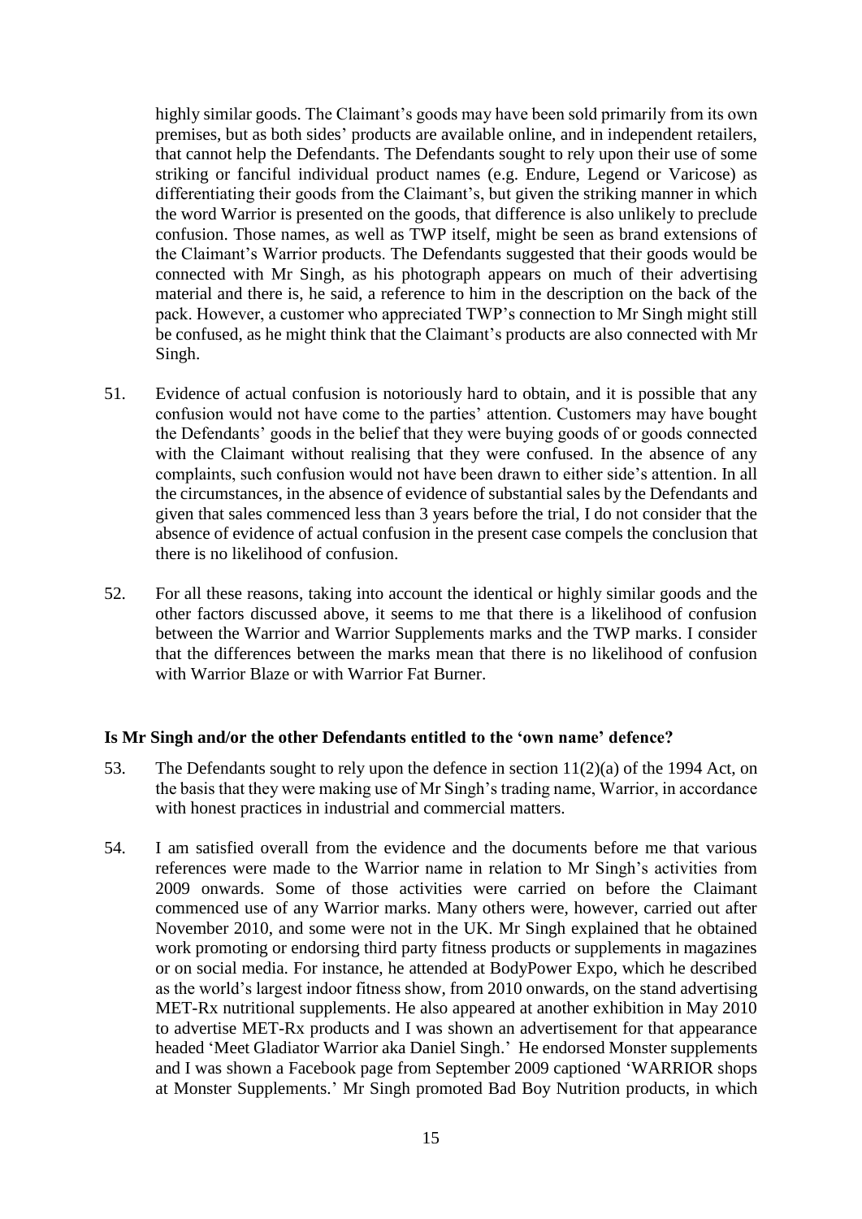highly similar goods. The Claimant's goods may have been sold primarily from its own premises, but as both sides' products are available online, and in independent retailers, that cannot help the Defendants. The Defendants sought to rely upon their use of some striking or fanciful individual product names (e.g. Endure, Legend or Varicose) as differentiating their goods from the Claimant's, but given the striking manner in which the word Warrior is presented on the goods, that difference is also unlikely to preclude confusion. Those names, as well as TWP itself, might be seen as brand extensions of the Claimant's Warrior products. The Defendants suggested that their goods would be connected with Mr Singh, as his photograph appears on much of their advertising material and there is, he said, a reference to him in the description on the back of the pack. However, a customer who appreciated TWP's connection to Mr Singh might still be confused, as he might think that the Claimant's products are also connected with Mr Singh.

51. Evidence of actual confusion is notoriously hard to obtain, and it is possible that any confusion would not have come to the parties' attention. Customers may have bought the Defendants' goods in the belief that they were buying goods of or goods connected with the Claimant without realising that they were confused. In the absence of any complaints, such confusion would not have been drawn to either side's attention. In all the circumstances, in the absence of evidence of substantial sales by the Defendants and given that sales commenced less than 3 years before the trial, I do not consider that the absence of evidence of actual confusion in the present case compels the conclusion that there is no likelihood of confusion.

52. For all these reasons, taking into account the identical or highly similar goods and the other factors discussed above, it seems to me that there is a likelihood of confusion between the Warrior and Warrior Supplements marks and the TWP marks. I consider that the differences between the marks mean that there is no likelihood of confusion with Warrior Blaze or with Warrior Fat Burner.

**Is Mr Singh and/or the other Defendants entitled to the 'own name' defence?**

53. The Defendants sought to rely upon the defence in section 11(2)(a) of the 1994 Act, on the basis that they were making use of Mr Singh's trading name, Warrior, in accordance with honest practices in industrial and commercial matters.

54. I am satisfied overall from the evidence and the documents before me that various references were made to the Warrior name in relation to Mr Singh's activities from 2009 onwards. Some of those activities were carried on before the Claimant commenced use of any Warrior marks. Many others were, however, carried out after November 2010, and some were not in the UK. Mr Singh explained that he obtained work promoting or endorsing third party fitness products or supplements in magazines or on social media. For instance, he attended at BodyPower Expo, which he described as the world's largest indoor fitness show, from 2010 onwards, on the stand advertising MET-Rx nutritional supplements. He also appeared at another exhibition in May 2010 to advertise MET-Rx products and I was shown an advertisement for that appearance headed 'Meet Gladiator Warrior aka Daniel Singh.' He endorsed Monster supplements and I was shown a Facebook page from September 2009 captioned 'WARRIOR shops at Monster Supplements.' Mr Singh promoted Bad Boy Nutrition products, in which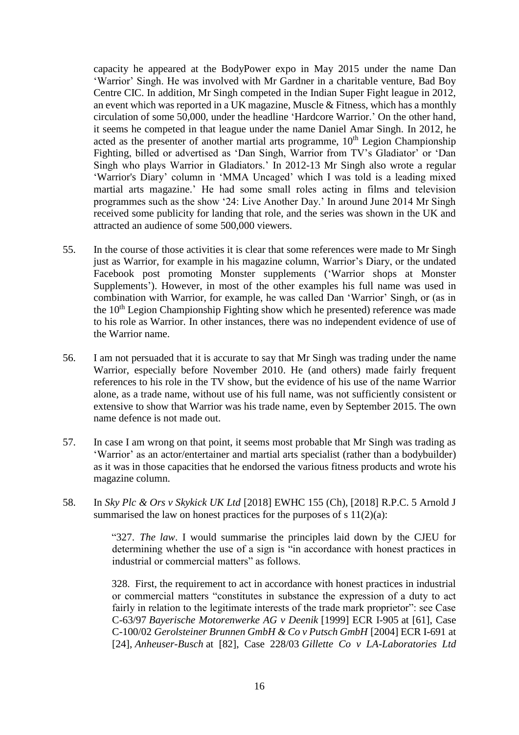capacity he appeared at the BodyPower expo in May 2015 under the name Dan 'Warrior' Singh. He was involved with Mr Gardner in a charitable venture, Bad Boy Centre CIC. In addition, Mr Singh competed in the Indian Super Fight league in 2012, an event which was reported in a UK magazine, Muscle & Fitness, which has a monthly circulation of some 50,000, under the headline 'Hardcore Warrior.' On the other hand, it seems he competed in that league under the name Daniel Amar Singh. In 2012, he acted as the presenter of another martial arts programme, 10th Legion Championship Fighting, billed or advertised as 'Dan Singh, Warrior from TV's Gladiator' or 'Dan Singh who plays Warrior in Gladiators.' In 2012-13 Mr Singh also wrote a regular 'Warrior's Diary' column in 'MMA Uncaged' which I was told is a leading mixed martial arts magazine.' He had some small roles acting in films and television programmes such as the show '24: Live Another Day.' In around June 2014 Mr Singh received some publicity for landing that role, and the series was shown in the UK and attracted an audience of some 500,000 viewers.

55. In the course of those activities it is clear that some references were made to Mr Singh just as Warrior, for example in his magazine column, Warrior's Diary, or the undated Facebook post promoting Monster supplements ('Warrior shops at Monster Supplements'). However, in most of the other examples his full name was used in combination with Warrior, for example, he was called Dan 'Warrior' Singh, or (as in the 10th Legion Championship Fighting show which he presented) reference was made to his role as Warrior. In other instances, there was no independent evidence of use of the Warrior name.

56. I am not persuaded that it is accurate to say that Mr Singh was trading under the name Warrior, especially before November 2010. He (and others) made fairly frequent references to his role in the TV show, but the evidence of his use of the name Warrior alone, as a trade name, without use of his full name, was not sufficiently consistent or extensive to show that Warrior was his trade name, even by September 2015. The own name defence is not made out.

57. In case I am wrong on that point, it seems most probable that Mr Singh was trading as 'Warrior' as an actor/entertainer and martial arts specialist (rather than a bodybuilder) as it was in those capacities that he endorsed the various fitness products and wrote his magazine column.

58. In *Sky Plc & Ors v Skykick UK Ltd* [2018] EWHC 155 (Ch), [2018] R.P.C. 5 Arnold J summarised the law on honest practices for the purposes of s 11(2)(a):

> "327. *The law*. I would summarise the principles laid down by the CJEU for determining whether the use of a sign is "in accordance with honest practices in industrial or commercial matters" as follows.
>
> 328. First, the requirement to act in accordance with honest practices in industrial or commercial matters "constitutes in substance the expression of a duty to act fairly in relation to the legitimate interests of the trade mark proprietor": see Case C-63/97 *Bayerische Motorenwerke AG v Deenik* [1999] ECR I-905 at [61], Case C-100/02 *Gerolsteiner Brunnen GmbH & Co v Putsch GmbH* [2004] ECR I-691 at [24], *Anheuser-Busch* at [82], Case 228/03 *Gillette Co v LA-Laboratories Ltd*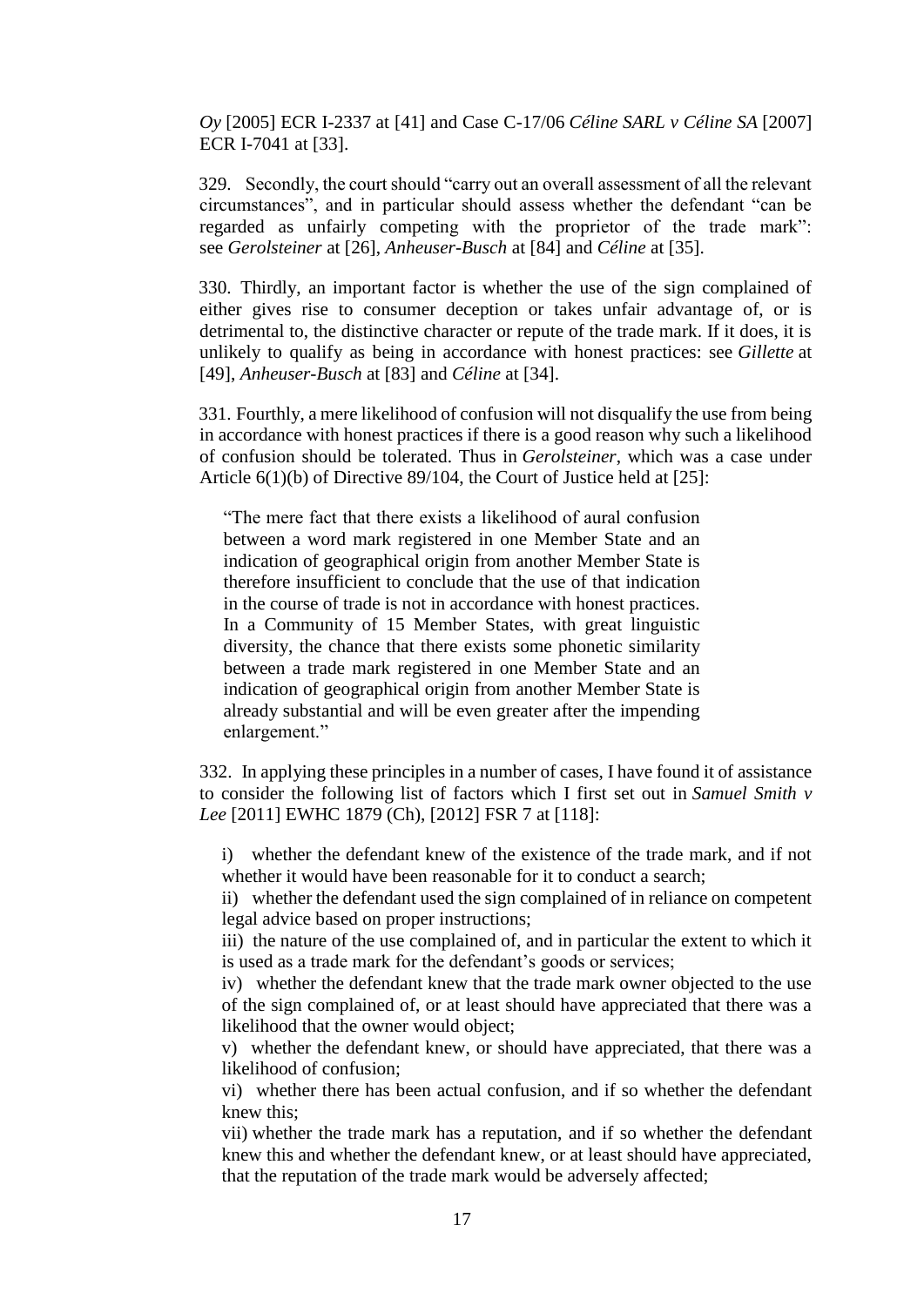*Oy* [2005] ECR I-2337 at [41] and Case C-17/06 *Céline SARL v Céline SA* [2007] ECR I-7041 at [33].

329. Secondly, the court should "carry out an overall assessment of all the relevant circumstances", and in particular should assess whether the defendant "can be regarded as unfairly competing with the proprietor of the trade mark": see *Gerolsteiner* at [26], *Anheuser-Busch* at [84] and *Céline* at [35].

330. Thirdly, an important factor is whether the use of the sign complained of either gives rise to consumer deception or takes unfair advantage of, or is detrimental to, the distinctive character or repute of the trade mark. If it does, it is unlikely to qualify as being in accordance with honest practices: see *Gillette* at [49], *Anheuser-Busch* at [83] and *Céline* at [34].

331. Fourthly, a mere likelihood of confusion will not disqualify the use from being in accordance with honest practices if there is a good reason why such a likelihood of confusion should be tolerated. Thus in *Gerolsteiner*, which was a case under Article 6(1)(b) of Directive 89/104, the Court of Justice held at [25]:

> "The mere fact that there exists a likelihood of aural confusion between a word mark registered in one Member State and an indication of geographical origin from another Member State is therefore insufficient to conclude that the use of that indication in the course of trade is not in accordance with honest practices. In a Community of 15 Member States, with great linguistic diversity, the chance that there exists some phonetic similarity between a trade mark registered in one Member State and an indication of geographical origin from another Member State is already substantial and will be even greater after the impending enlargement."

332. In applying these principles in a number of cases, I have found it of assistance to consider the following list of factors which I first set out in *Samuel Smith v Lee* [2011] EWHC 1879 (Ch), [2012] FSR 7 at [118]:

i) whether the defendant knew of the existence of the trade mark, and if not whether it would have been reasonable for it to conduct a search;

ii) whether the defendant used the sign complained of in reliance on competent legal advice based on proper instructions;

iii) the nature of the use complained of, and in particular the extent to which it is used as a trade mark for the defendant's goods or services;

iv) whether the defendant knew that the trade mark owner objected to the use of the sign complained of, or at least should have appreciated that there was a likelihood that the owner would object;

v) whether the defendant knew, or should have appreciated, that there was a likelihood of confusion;

vi) whether there has been actual confusion, and if so whether the defendant knew this;

vii) whether the trade mark has a reputation, and if so whether the defendant knew this and whether the defendant knew, or at least should have appreciated, that the reputation of the trade mark would be adversely affected;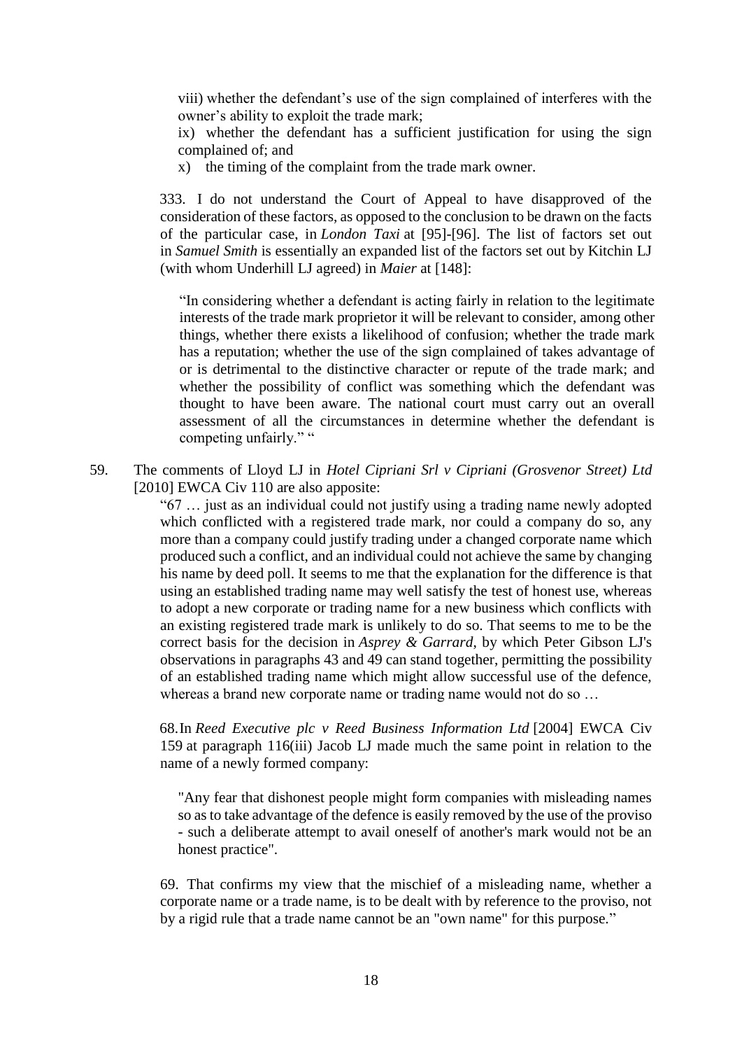viii) whether the defendant's use of the sign complained of interferes with the owner's ability to exploit the trade mark;

ix) whether the defendant has a sufficient justification for using the sign complained of; and

x) the timing of the complaint from the trade mark owner.

333. I do not understand the Court of Appeal to have disapproved of the consideration of these factors, as opposed to the conclusion to be drawn on the facts of the particular case, in *London Taxi* at [95]-[96]. The list of factors set out in *Samuel Smith* is essentially an expanded list of the factors set out by Kitchin LJ (with whom Underhill LJ agreed) in *Maier* at [148]:

> "In considering whether a defendant is acting fairly in relation to the legitimate interests of the trade mark proprietor it will be relevant to consider, among other things, whether there exists a likelihood of confusion; whether the trade mark has a reputation; whether the use of the sign complained of takes advantage of or is detrimental to the distinctive character or repute of the trade mark; and whether the possibility of conflict was something which the defendant was thought to have been aware. The national court must carry out an overall assessment of all the circumstances in determine whether the defendant is competing unfairly." "

59. The comments of Lloyd LJ in *Hotel Cipriani Srl v Cipriani (Grosvenor Street) Ltd* [2010] EWCA Civ 110 are also apposite:

"67 … just as an individual could not justify using a trading name newly adopted which conflicted with a registered trade mark, nor could a company do so, any more than a company could justify trading under a changed corporate name which produced such a conflict, and an individual could not achieve the same by changing his name by deed poll. It seems to me that the explanation for the difference is that using an established trading name may well satisfy the test of honest use, whereas to adopt a new corporate or trading name for a new business which conflicts with an existing registered trade mark is unlikely to do so. That seems to me to be the correct basis for the decision in *Asprey & Garrard*, by which Peter Gibson LJ's observations in paragraphs 43 and 49 can stand together, permitting the possibility of an established trading name which might allow successful use of the defence, whereas a brand new corporate name or trading name would not do so …

68. In *Reed Executive plc v Reed Business Information Ltd* [2004] EWCA Civ 159 at paragraph 116(iii) Jacob LJ made much the same point in relation to the name of a newly formed company:

> "Any fear that dishonest people might form companies with misleading names so as to take advantage of the defence is easily removed by the use of the proviso - such a deliberate attempt to avail oneself of another's mark would not be an honest practice".

69. That confirms my view that the mischief of a misleading name, whether a corporate name or a trade name, is to be dealt with by reference to the proviso, not by a rigid rule that a trade name cannot be an "own name" for this purpose."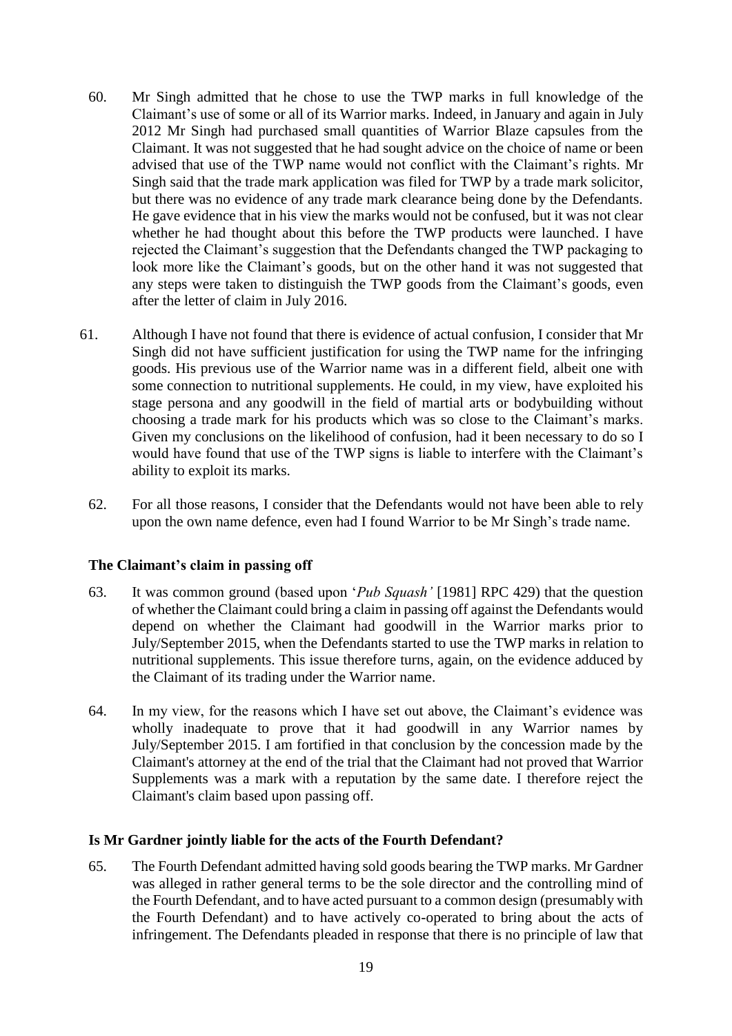60. Mr Singh admitted that he chose to use the TWP marks in full knowledge of the Claimant's use of some or all of its Warrior marks. Indeed, in January and again in July 2012 Mr Singh had purchased small quantities of Warrior Blaze capsules from the Claimant. It was not suggested that he had sought advice on the choice of name or been advised that use of the TWP name would not conflict with the Claimant's rights. Mr Singh said that the trade mark application was filed for TWP by a trade mark solicitor, but there was no evidence of any trade mark clearance being done by the Defendants. He gave evidence that in his view the marks would not be confused, but it was not clear whether he had thought about this before the TWP products were launched. I have rejected the Claimant's suggestion that the Defendants changed the TWP packaging to look more like the Claimant's goods, but on the other hand it was not suggested that any steps were taken to distinguish the TWP goods from the Claimant's goods, even after the letter of claim in July 2016.

61. Although I have not found that there is evidence of actual confusion, I consider that Mr Singh did not have sufficient justification for using the TWP name for the infringing goods. His previous use of the Warrior name was in a different field, albeit one with some connection to nutritional supplements. He could, in my view, have exploited his stage persona and any goodwill in the field of martial arts or bodybuilding without choosing a trade mark for his products which was so close to the Claimant's marks. Given my conclusions on the likelihood of confusion, had it been necessary to do so I would have found that use of the TWP signs is liable to interfere with the Claimant's ability to exploit its marks.

62. For all those reasons, I consider that the Defendants would not have been able to rely upon the own name defence, even had I found Warrior to be Mr Singh's trade name.

### The Claimant's claim in passing off

63. It was common ground (based upon '*Pub Squash'* [1981] RPC 429) that the question of whether the Claimant could bring a claim in passing off against the Defendants would depend on whether the Claimant had goodwill in the Warrior marks prior to July/September 2015, when the Defendants started to use the TWP marks in relation to nutritional supplements. This issue therefore turns, again, on the evidence adduced by the Claimant of its trading under the Warrior name.

64. In my view, for the reasons which I have set out above, the Claimant's evidence was wholly inadequate to prove that it had goodwill in any Warrior names by July/September 2015. I am fortified in that conclusion by the concession made by the Claimant's attorney at the end of the trial that the Claimant had not proved that Warrior Supplements was a mark with a reputation by the same date. I therefore reject the Claimant's claim based upon passing off.

### Is Mr Gardner jointly liable for the acts of the Fourth Defendant?

65. The Fourth Defendant admitted having sold goods bearing the TWP marks. Mr Gardner was alleged in rather general terms to be the sole director and the controlling mind of the Fourth Defendant, and to have acted pursuant to a common design (presumably with the Fourth Defendant) and to have actively co-operated to bring about the acts of infringement. The Defendants pleaded in response that there is no principle of law that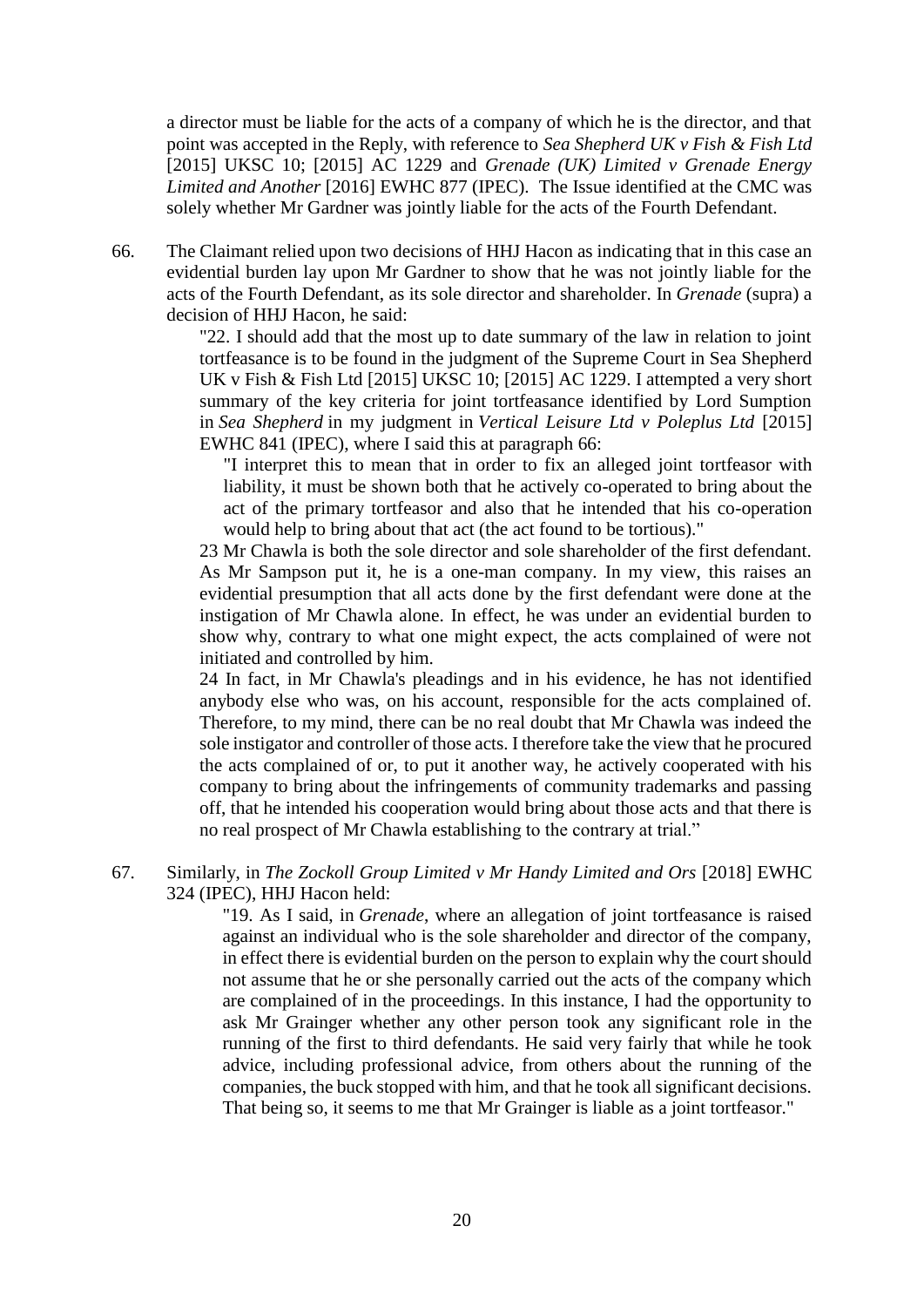a director must be liable for the acts of a company of which he is the director, and that point was accepted in the Reply, with reference to *Sea Shepherd UK v Fish & Fish Ltd* [2015] UKSC 10; [2015] AC 1229 and *Grenade (UK) Limited v Grenade Energy Limited and Another* [2016] EWHC 877 (IPEC). The Issue identified at the CMC was solely whether Mr Gardner was jointly liable for the acts of the Fourth Defendant.

66. The Claimant relied upon two decisions of HHJ Hacon as indicating that in this case an evidential burden lay upon Mr Gardner to show that he was not jointly liable for the acts of the Fourth Defendant, as its sole director and shareholder. In *Grenade* (supra) a decision of HHJ Hacon, he said:

> "22. I should add that the most up to date summary of the law in relation to joint tortfeasance is to be found in the judgment of the Supreme Court in Sea Shepherd UK v Fish & Fish Ltd [2015] UKSC 10; [2015] AC 1229. I attempted a very short summary of the key criteria for joint tortfeasance identified by Lord Sumption in *Sea Shepherd* in my judgment in *Vertical Leisure Ltd v Poleplus Ltd* [2015] EWHC 841 (IPEC), where I said this at paragraph 66:
>
> > "I interpret this to mean that in order to fix an alleged joint tortfeasor with liability, it must be shown both that he actively co-operated to bring about the act of the primary tortfeasor and also that he intended that his co-operation would help to bring about that act (the act found to be tortious)."
>
> 23 Mr Chawla is both the sole director and sole shareholder of the first defendant. As Mr Sampson put it, he is a one-man company. In my view, this raises an evidential presumption that all acts done by the first defendant were done at the instigation of Mr Chawla alone. In effect, he was under an evidential burden to show why, contrary to what one might expect, the acts complained of were not initiated and controlled by him.
>
> 24 In fact, in Mr Chawla's pleadings and in his evidence, he has not identified anybody else who was, on his account, responsible for the acts complained of. Therefore, to my mind, there can be no real doubt that Mr Chawla was indeed the sole instigator and controller of those acts. I therefore take the view that he procured the acts complained of or, to put it another way, he actively cooperated with his company to bring about the infringements of community trademarks and passing off, that he intended his cooperation would bring about those acts and that there is no real prospect of Mr Chawla establishing to the contrary at trial."

67. Similarly, in *The Zockoll Group Limited v Mr Handy Limited and Ors* [2018] EWHC 324 (IPEC), HHJ Hacon held:

> "19. As I said, in *Grenade*, where an allegation of joint tortfeasance is raised against an individual who is the sole shareholder and director of the company, in effect there is evidential burden on the person to explain why the court should not assume that he or she personally carried out the acts of the company which are complained of in the proceedings. In this instance, I had the opportunity to ask Mr Grainger whether any other person took any significant role in the running of the first to third defendants. He said very fairly that while he took advice, including professional advice, from others about the running of the companies, the buck stopped with him, and that he took all significant decisions. That being so, it seems to me that Mr Grainger is liable as a joint tortfeasor."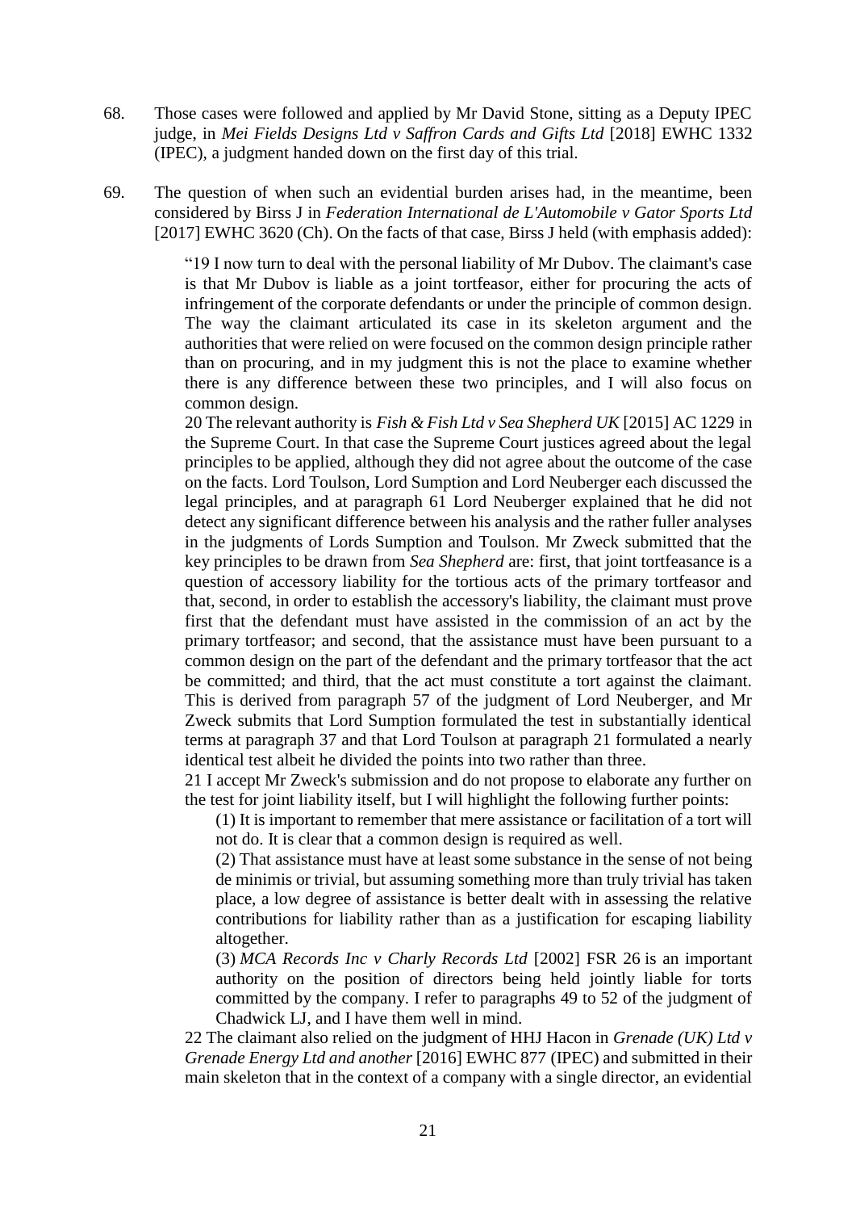68. Those cases were followed and applied by Mr David Stone, sitting as a Deputy IPEC judge, in *Mei Fields Designs Ltd v Saffron Cards and Gifts Ltd* [2018] EWHC 1332 (IPEC), a judgment handed down on the first day of this trial.

69. The question of when such an evidential burden arises had, in the meantime, been considered by Birss J in *Federation International de L'Automobile v Gator Sports Ltd* [2017] EWHC 3620 (Ch). On the facts of that case, Birss J held (with emphasis added):

> "19 I now turn to deal with the personal liability of Mr Dubov. The claimant's case is that Mr Dubov is liable as a joint tortfeasor, either for procuring the acts of infringement of the corporate defendants or under the principle of common design. The way the claimant articulated its case in its skeleton argument and the authorities that were relied on were focused on the common design principle rather than on procuring, and in my judgment this is not the place to examine whether there is any difference between these two principles, and I will also focus on common design.
>
> 20 The relevant authority is *Fish & Fish Ltd v Sea Shepherd UK* [2015] AC 1229 in the Supreme Court. In that case the Supreme Court justices agreed about the legal principles to be applied, although they did not agree about the outcome of the case on the facts. Lord Toulson, Lord Sumption and Lord Neuberger each discussed the legal principles, and at paragraph 61 Lord Neuberger explained that he did not detect any significant difference between his analysis and the rather fuller analyses in the judgments of Lords Sumption and Toulson. Mr Zweck submitted that the key principles to be drawn from *Sea Shepherd* are: first, that joint tortfeasance is a question of accessory liability for the tortious acts of the primary tortfeasor and that, second, in order to establish the accessory's liability, the claimant must prove first that the defendant must have assisted in the commission of an act by the primary tortfeasor; and second, that the assistance must have been pursuant to a common design on the part of the defendant and the primary tortfeasor that the act be committed; and third, that the act must constitute a tort against the claimant. This is derived from paragraph 57 of the judgment of Lord Neuberger, and Mr Zweck submits that Lord Sumption formulated the test in substantially identical terms at paragraph 37 and that Lord Toulson at paragraph 21 formulated a nearly identical test albeit he divided the points into two rather than three.
>
> 21 I accept Mr Zweck's submission and do not propose to elaborate any further on the test for joint liability itself, but I will highlight the following further points:
>
> (1) It is important to remember that mere assistance or facilitation of a tort will not do. It is clear that a common design is required as well.
>
> (2) That assistance must have at least some substance in the sense of not being de minimis or trivial, but assuming something more than truly trivial has taken place, a low degree of assistance is better dealt with in assessing the relative contributions for liability rather than as a justification for escaping liability altogether.
>
> (3) *MCA Records Inc v Charly Records Ltd* [2002] FSR 26 is an important authority on the position of directors being held jointly liable for torts committed by the company. I refer to paragraphs 49 to 52 of the judgment of Chadwick LJ, and I have them well in mind.
>
> 22 The claimant also relied on the judgment of HHJ Hacon in *Grenade (UK) Ltd v Grenade Energy Ltd and another* [2016] EWHC 877 (IPEC) and submitted in their main skeleton that in the context of a company with a single director, an evidential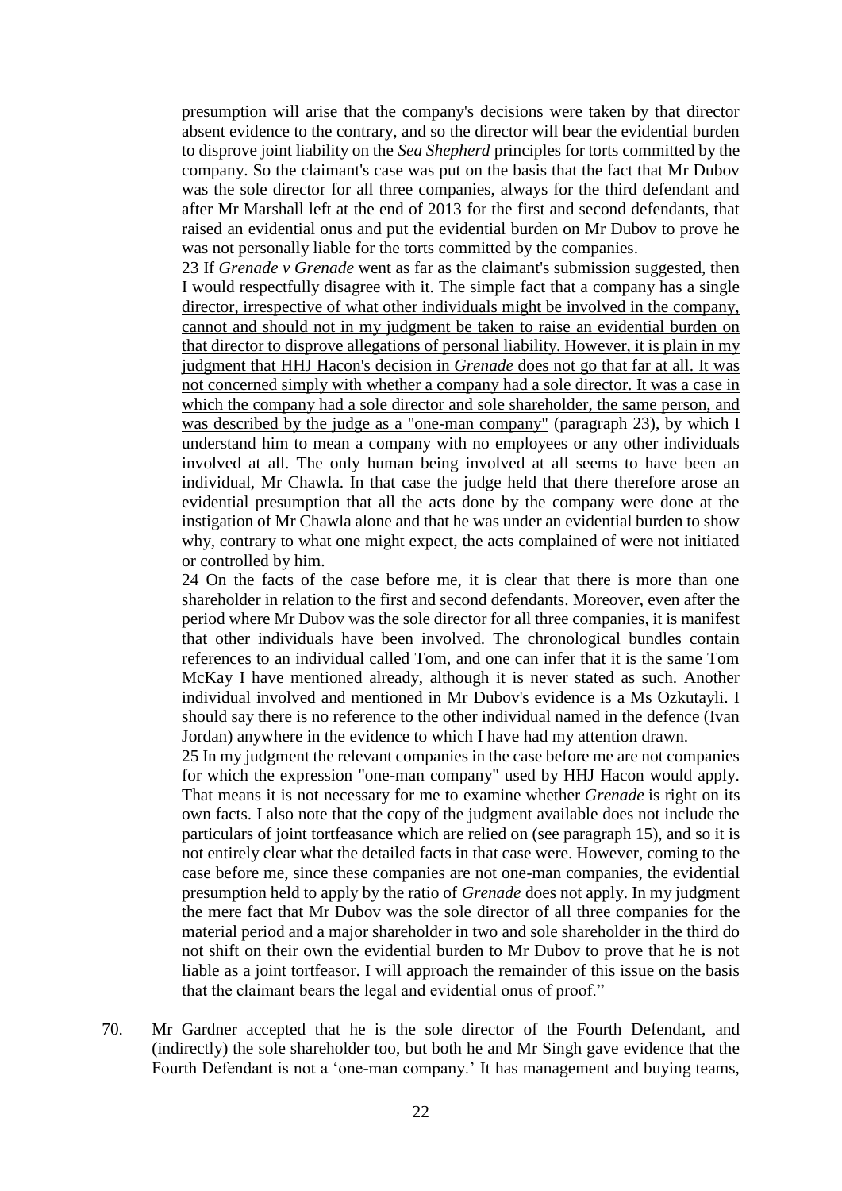presumption will arise that the company's decisions were taken by that director absent evidence to the contrary, and so the director will bear the evidential burden to disprove joint liability on the *Sea Shepherd* principles for torts committed by the company. So the claimant's case was put on the basis that the fact that Mr Dubov was the sole director for all three companies, always for the third defendant and after Mr Marshall left at the end of 2013 for the first and second defendants, that raised an evidential onus and put the evidential burden on Mr Dubov to prove he was not personally liable for the torts committed by the companies.

23 If *Grenade v Grenade* went as far as the claimant's submission suggested, then I would respectfully disagree with it. <u>The simple fact that a company has a single director, irrespective of what other individuals might be involved in the company, cannot and should not in my judgment be taken to raise an evidential burden on that director to disprove allegations of personal liability. However, it is plain in my judgment that HHJ Hacon's decision in *Grenade* does not go that far at all. It was not concerned simply with whether a company had a sole director. It was a case in which the company had a sole director and sole shareholder, the same person, and was described by the judge as a "one-man company"</u> (paragraph 23), by which I understand him to mean a company with no employees or any other individuals involved at all. The only human being involved at all seems to have been an individual, Mr Chawla. In that case the judge held that there therefore arose an evidential presumption that all the acts done by the company were done at the instigation of Mr Chawla alone and that he was under an evidential burden to show why, contrary to what one might expect, the acts complained of were not initiated or controlled by him.

24 On the facts of the case before me, it is clear that there is more than one shareholder in relation to the first and second defendants. Moreover, even after the period where Mr Dubov was the sole director for all three companies, it is manifest that other individuals have been involved. The chronological bundles contain references to an individual called Tom, and one can infer that it is the same Tom McKay I have mentioned already, although it is never stated as such. Another individual involved and mentioned in Mr Dubov's evidence is a Ms Ozkutayli. I should say there is no reference to the other individual named in the defence (Ivan Jordan) anywhere in the evidence to which I have had my attention drawn.

25 In my judgment the relevant companies in the case before me are not companies for which the expression "one-man company" used by HHJ Hacon would apply. That means it is not necessary for me to examine whether *Grenade* is right on its own facts. I also note that the copy of the judgment available does not include the particulars of joint tortfeasance which are relied on (see paragraph 15), and so it is not entirely clear what the detailed facts in that case were. However, coming to the case before me, since these companies are not one-man companies, the evidential presumption held to apply by the ratio of *Grenade* does not apply. In my judgment the mere fact that Mr Dubov was the sole director of all three companies for the material period and a major shareholder in two and sole shareholder in the third do not shift on their own the evidential burden to Mr Dubov to prove that he is not liable as a joint tortfeasor. I will approach the remainder of this issue on the basis that the claimant bears the legal and evidential onus of proof."

70. Mr Gardner accepted that he is the sole director of the Fourth Defendant, and (indirectly) the sole shareholder too, but both he and Mr Singh gave evidence that the Fourth Defendant is not a 'one-man company.' It has management and buying teams,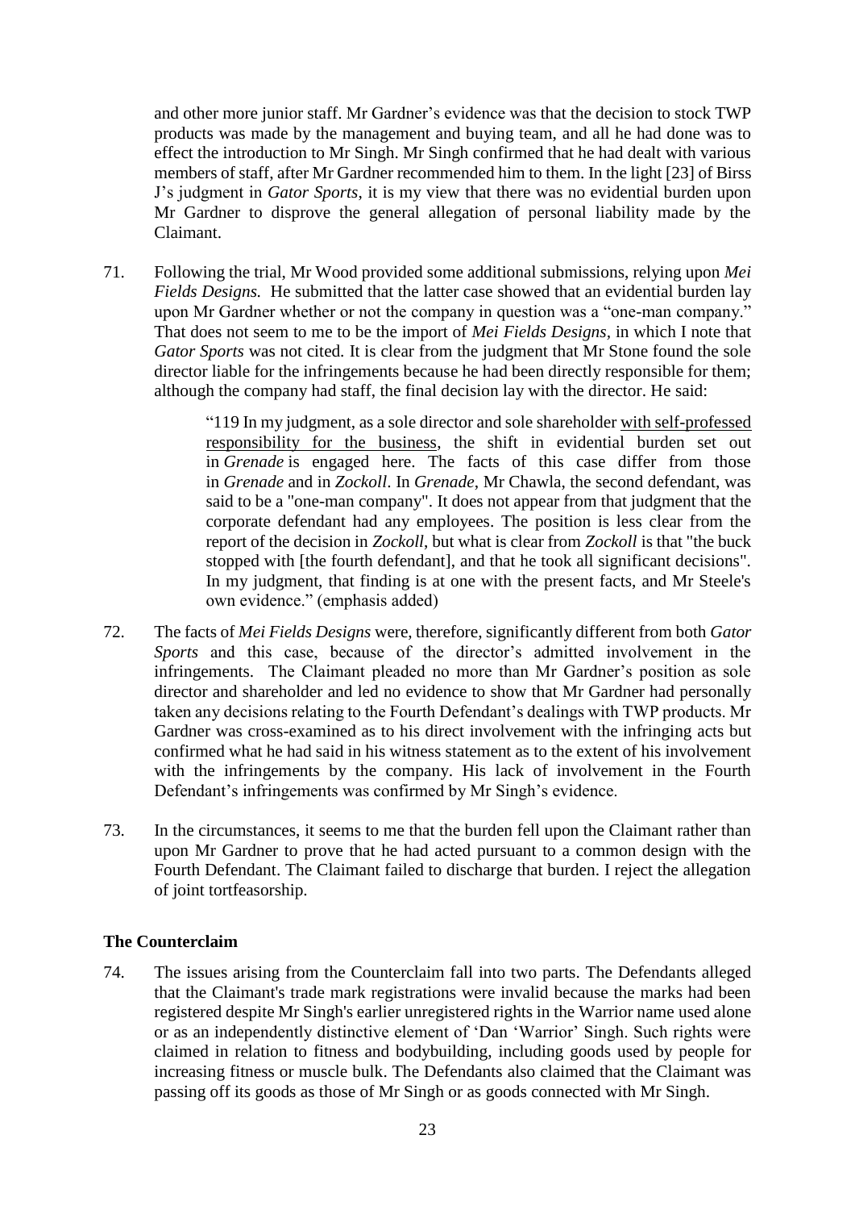and other more junior staff. Mr Gardner's evidence was that the decision to stock TWP products was made by the management and buying team, and all he had done was to effect the introduction to Mr Singh. Mr Singh confirmed that he had dealt with various members of staff, after Mr Gardner recommended him to them. In the light [23] of Birss J's judgment in *Gator Sports*, it is my view that there was no evidential burden upon Mr Gardner to disprove the general allegation of personal liability made by the Claimant.

71. Following the trial, Mr Wood provided some additional submissions, relying upon *Mei Fields Designs.* He submitted that the latter case showed that an evidential burden lay upon Mr Gardner whether or not the company in question was a "one-man company." That does not seem to me to be the import of *Mei Fields Designs*, in which I note that *Gator Sports* was not cited. It is clear from the judgment that Mr Stone found the sole director liable for the infringements because he had been directly responsible for them; although the company had staff, the final decision lay with the director. He said:

> "119 In my judgment, as a sole director and sole shareholder <u>with self-professed responsibility for the business</u>, the shift in evidential burden set out in *Grenade* is engaged here. The facts of this case differ from those in *Grenade* and in *Zockoll*. In *Grenade*, Mr Chawla, the second defendant, was said to be a "one-man company". It does not appear from that judgment that the corporate defendant had any employees. The position is less clear from the report of the decision in *Zockoll*, but what is clear from *Zockoll* is that "the buck stopped with [the fourth defendant], and that he took all significant decisions". In my judgment, that finding is at one with the present facts, and Mr Steele's own evidence." (emphasis added)

72. The facts of *Mei Fields Designs* were, therefore, significantly different from both *Gator Sports* and this case, because of the director's admitted involvement in the infringements. The Claimant pleaded no more than Mr Gardner's position as sole director and shareholder and led no evidence to show that Mr Gardner had personally taken any decisions relating to the Fourth Defendant's dealings with TWP products. Mr Gardner was cross-examined as to his direct involvement with the infringing acts but confirmed what he had said in his witness statement as to the extent of his involvement with the infringements by the company. His lack of involvement in the Fourth Defendant's infringements was confirmed by Mr Singh's evidence.

73. In the circumstances, it seems to me that the burden fell upon the Claimant rather than upon Mr Gardner to prove that he had acted pursuant to a common design with the Fourth Defendant. The Claimant failed to discharge that burden. I reject the allegation of joint tortfeasorship.

## The Counterclaim

74. The issues arising from the Counterclaim fall into two parts. The Defendants alleged that the Claimant's trade mark registrations were invalid because the marks had been registered despite Mr Singh's earlier unregistered rights in the Warrior name used alone or as an independently distinctive element of 'Dan 'Warrior' Singh. Such rights were claimed in relation to fitness and bodybuilding, including goods used by people for increasing fitness or muscle bulk. The Defendants also claimed that the Claimant was passing off its goods as those of Mr Singh or as goods connected with Mr Singh.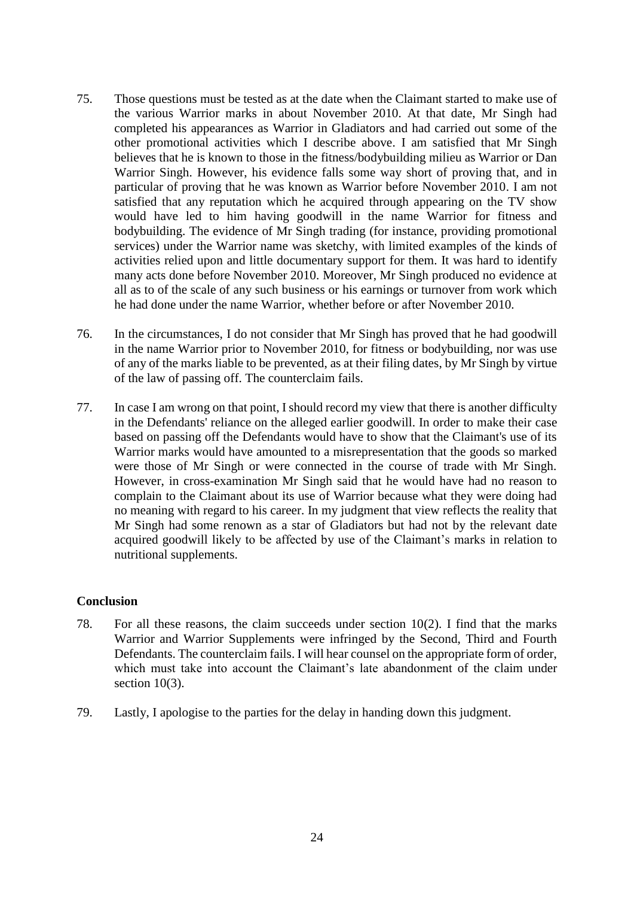75. Those questions must be tested as at the date when the Claimant started to make use of the various Warrior marks in about November 2010. At that date, Mr Singh had completed his appearances as Warrior in Gladiators and had carried out some of the other promotional activities which I describe above. I am satisfied that Mr Singh believes that he is known to those in the fitness/bodybuilding milieu as Warrior or Dan Warrior Singh. However, his evidence falls some way short of proving that, and in particular of proving that he was known as Warrior before November 2010. I am not satisfied that any reputation which he acquired through appearing on the TV show would have led to him having goodwill in the name Warrior for fitness and bodybuilding. The evidence of Mr Singh trading (for instance, providing promotional services) under the Warrior name was sketchy, with limited examples of the kinds of activities relied upon and little documentary support for them. It was hard to identify many acts done before November 2010. Moreover, Mr Singh produced no evidence at all as to of the scale of any such business or his earnings or turnover from work which he had done under the name Warrior, whether before or after November 2010.

76. In the circumstances, I do not consider that Mr Singh has proved that he had goodwill in the name Warrior prior to November 2010, for fitness or bodybuilding, nor was use of any of the marks liable to be prevented, as at their filing dates, by Mr Singh by virtue of the law of passing off. The counterclaim fails.

77. In case I am wrong on that point, I should record my view that there is another difficulty in the Defendants' reliance on the alleged earlier goodwill. In order to make their case based on passing off the Defendants would have to show that the Claimant's use of its Warrior marks would have amounted to a misrepresentation that the goods so marked were those of Mr Singh or were connected in the course of trade with Mr Singh. However, in cross-examination Mr Singh said that he would have had no reason to complain to the Claimant about its use of Warrior because what they were doing had no meaning with regard to his career. In my judgment that view reflects the reality that Mr Singh had some renown as a star of Gladiators but had not by the relevant date acquired goodwill likely to be affected by use of the Claimant's marks in relation to nutritional supplements.

**Conclusion**

78. For all these reasons, the claim succeeds under section 10(2). I find that the marks Warrior and Warrior Supplements were infringed by the Second, Third and Fourth Defendants. The counterclaim fails. I will hear counsel on the appropriate form of order, which must take into account the Claimant's late abandonment of the claim under section 10(3).

79. Lastly, I apologise to the parties for the delay in handing down this judgment.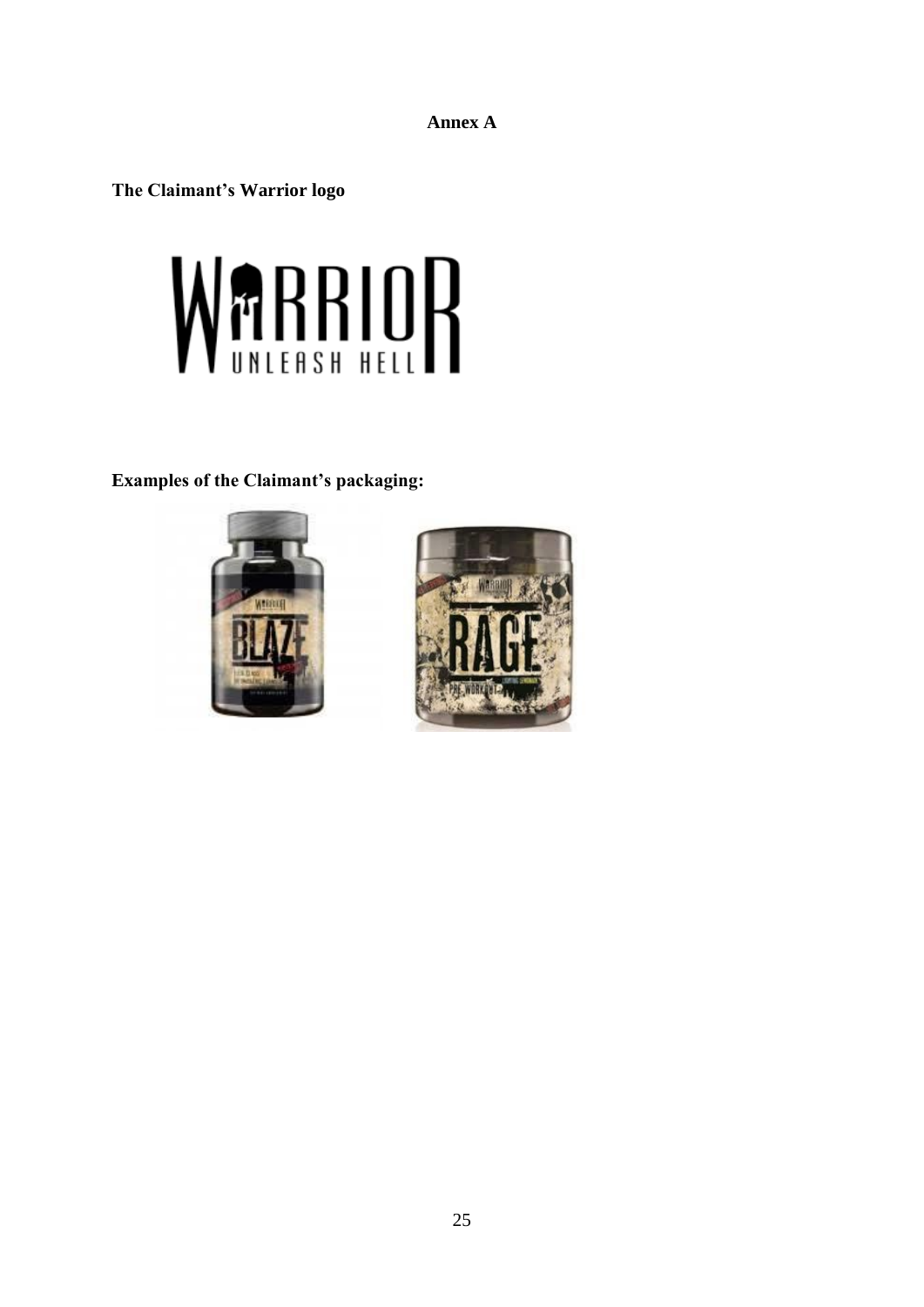**Annex A**

**The Claimant's Warrior logo**

**Examples of the Claimant's packaging:**